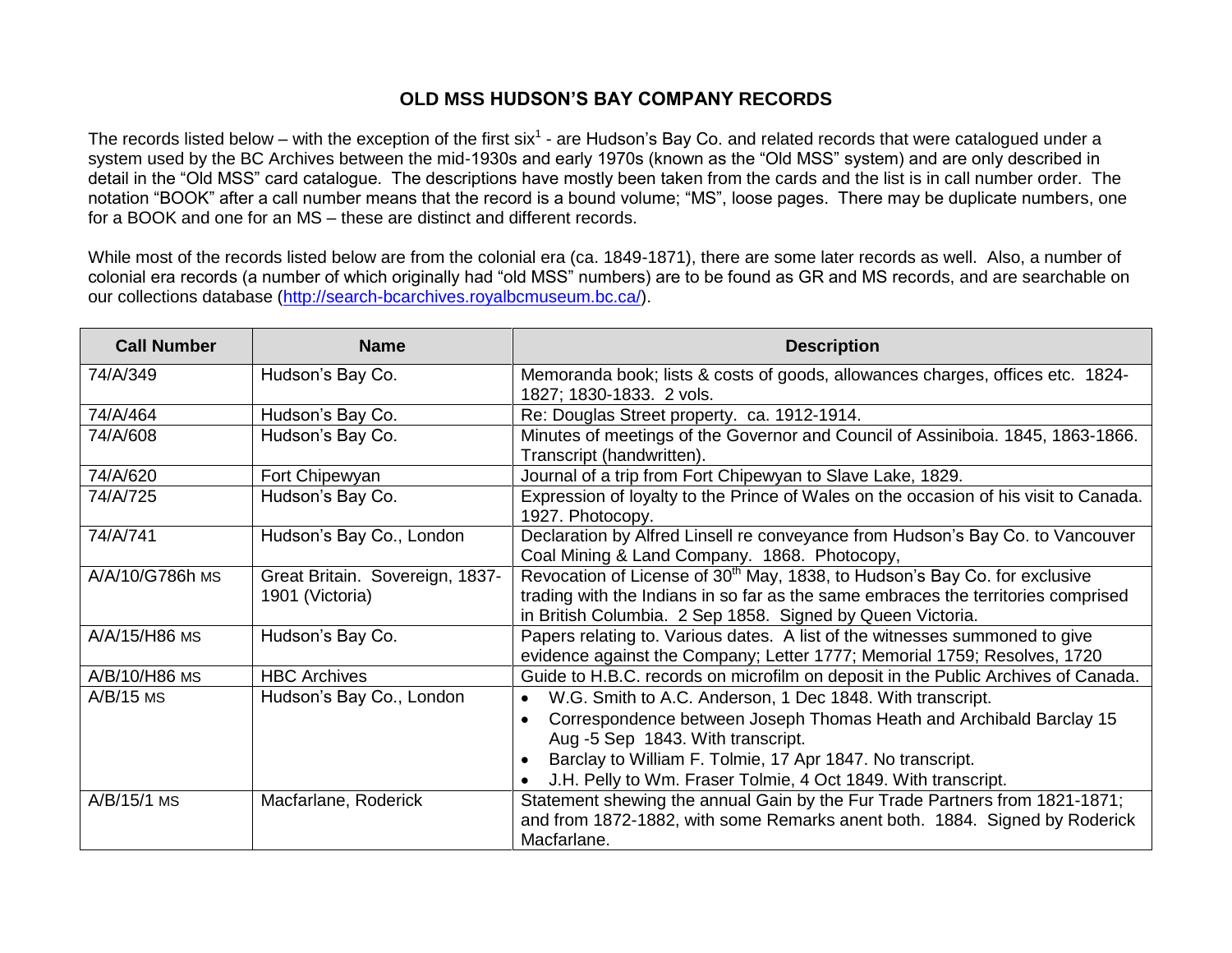# OLD MSS HUDSON'S BAY COMPANY RECORDS

The records listed below – with the exception of the first six[1] - are Hudson's Bay Co. and related records that were catalogued under a system used by the BC Archives between the mid-1930s and early 1970s (known as the "Old MSS" system) and are only described in detail in the "Old MSS" card catalogue. The descriptions have mostly been taken from the cards and the list is in call number order. The notation "BOOK" after a call number means that the record is a bound volume; "MS", loose pages. There may be duplicate numbers, one for a BOOK and one for an MS – these are distinct and different records.

While most of the records listed below are from the colonial era (ca. 1849-1871), there are some later records as well. Also, a number of colonial era records (a number of which originally had "old MSS" numbers) are to be found as GR and MS records, and are searchable on our collections database (http://search-bcarchives.royalbcmuseum.bc.ca/).

| Call Number | Name | Description |
|---|---|---|
| 74/A/349 | Hudson's Bay Co. | Memoranda book; lists & costs of goods, allowances charges, offices etc. 1824-1827; 1830-1833. 2 vols. |
| 74/A/464 | Hudson's Bay Co. | Re: Douglas Street property. ca. 1912-1914. |
| 74/A/608 | Hudson's Bay Co. | Minutes of meetings of the Governor and Council of Assiniboia. 1845, 1863-1866. Transcript (handwritten). |
| 74/A/620 | Fort Chipewyan | Journal of a trip from Fort Chipewyan to Slave Lake, 1829. |
| 74/A/725 | Hudson's Bay Co. | Expression of loyalty to the Prince of Wales on the occasion of his visit to Canada. 1927. Photocopy. |
| 74/A/741 | Hudson's Bay Co., London | Declaration by Alfred Linsell re conveyance from Hudson's Bay Co. to Vancouver Coal Mining & Land Company. 1868. Photocopy, |
| A/A/10/G786h MS | Great Britain. Sovereign, 1837-1901 (Victoria) | Revocation of License of 30th May, 1838, to Hudson's Bay Co. for exclusive trading with the Indians in so far as the same embraces the territories comprised in British Columbia. 2 Sep 1858. Signed by Queen Victoria. |
| A/A/15/H86 MS | Hudson's Bay Co. | Papers relating to. Various dates. A list of the witnesses summoned to give evidence against the Company; Letter 1777; Memorial 1759; Resolves, 1720 |
| A/B/10/H86 MS | HBC Archives | Guide to H.B.C. records on microfilm on deposit in the Public Archives of Canada. |
| A/B/15 MS | Hudson's Bay Co., London | • W.G. Smith to A.C. Anderson, 1 Dec 1848. With transcript.<br>• Correspondence between Joseph Thomas Heath and Archibald Barclay 15 Aug -5 Sep 1843. With transcript.<br>• Barclay to William F. Tolmie, 17 Apr 1847. No transcript.<br>• J.H. Pelly to Wm. Fraser Tolmie, 4 Oct 1849. With transcript. |
| A/B/15/1 MS | Macfarlane, Roderick | Statement shewing the annual Gain by the Fur Trade Partners from 1821-1871; and from 1872-1882, with some Remarks anent both. 1884. Signed by Roderick Macfarlane. |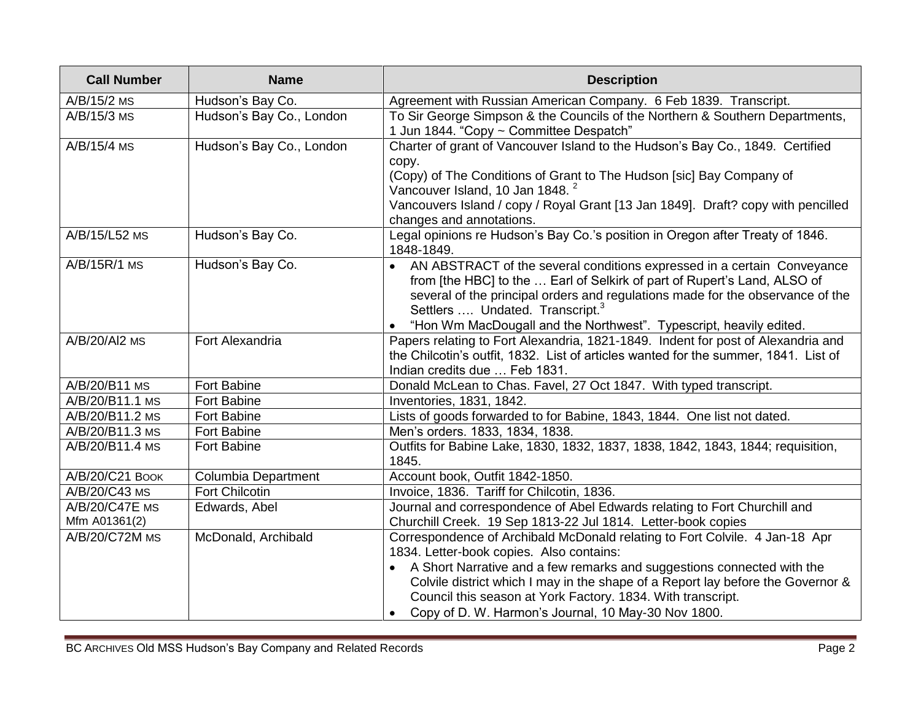| Call Number | Name | Description |
| --- | --- | --- |
| A/B/15/2 MS | Hudson's Bay Co. | Agreement with Russian American Company. 6 Feb 1839. Transcript. |
| A/B/15/3 MS | Hudson's Bay Co., London | To Sir George Simpson & the Councils of the Northern & Southern Departments, 1 Jun 1844. "Copy ~ Committee Despatch" |
| A/B/15/4 MS | Hudson's Bay Co., London | Charter of grant of Vancouver Island to the Hudson's Bay Co., 1849. Certified copy.<br>(Copy) of The Conditions of Grant to The Hudson [sic] Bay Company of Vancouver Island, 10 Jan 1848. [2]<br>Vancouvers Island / copy / Royal Grant [13 Jan 1849]. Draft? copy with pencilled changes and annotations. |
| A/B/15/L52 MS | Hudson's Bay Co. | Legal opinions re Hudson's Bay Co.'s position in Oregon after Treaty of 1846. 1848-1849. |
| A/B/15R/1 MS | Hudson's Bay Co. | • AN ABSTRACT of the several conditions expressed in a certain Conveyance from [the HBC] to the … Earl of Selkirk of part of Rupert's Land, ALSO of several of the principal orders and regulations made for the observance of the Settlers …. Undated. Transcript.[3]<br>• "Hon Wm MacDougall and the Northwest". Typescript, heavily edited. |
| A/B/20/Al2 MS | Fort Alexandria | Papers relating to Fort Alexandria, 1821-1849. Indent for post of Alexandria and the Chilcotin's outfit, 1832. List of articles wanted for the summer, 1841. List of Indian credits due … Feb 1831. |
| A/B/20/B11 MS | Fort Babine | Donald McLean to Chas. Favel, 27 Oct 1847. With typed transcript. |
| A/B/20/B11.1 MS | Fort Babine | Inventories, 1831, 1842. |
| A/B/20/B11.2 MS | Fort Babine | Lists of goods forwarded to for Babine, 1843, 1844. One list not dated. |
| A/B/20/B11.3 MS | Fort Babine | Men's orders. 1833, 1834, 1838. |
| A/B/20/B11.4 MS | Fort Babine | Outfits for Babine Lake, 1830, 1832, 1837, 1838, 1842, 1843, 1844; requisition, 1845. |
| A/B/20/C21 BOOK | Columbia Department | Account book, Outfit 1842-1850. |
| A/B/20/C43 MS | Fort Chilcotin | Invoice, 1836. Tariff for Chilcotin, 1836. |
| A/B/20/C47E MS<br>Mfm A01361(2) | Edwards, Abel | Journal and correspondence of Abel Edwards relating to Fort Churchill and Churchill Creek. 19 Sep 1813-22 Jul 1814. Letter-book copies |
| A/B/20/C72M MS | McDonald, Archibald | Correspondence of Archibald McDonald relating to Fort Colvile. 4 Jan-18 Apr 1834. Letter-book copies. Also contains:<br>• A Short Narrative and a few remarks and suggestions connected with the Colvile district which I may in the shape of a Report lay before the Governor & Council this season at York Factory. 1834. With transcript.<br>• Copy of D. W. Harmon's Journal, 10 May-30 Nov 1800. |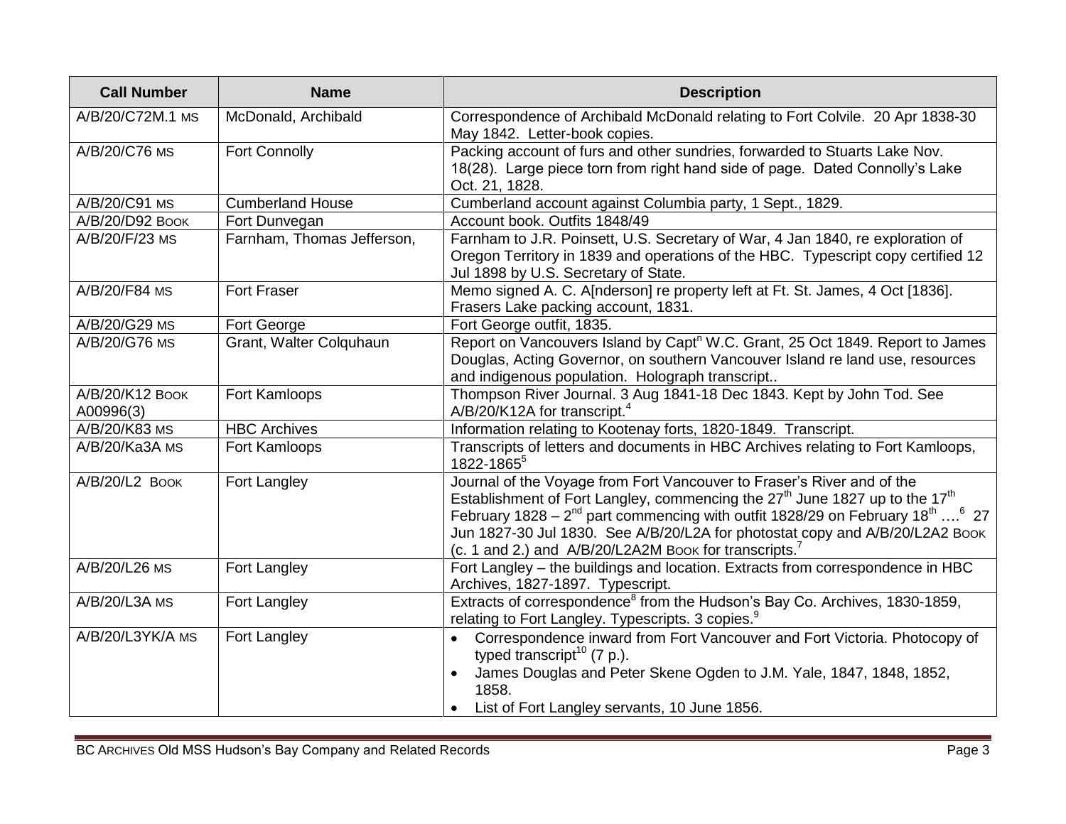| Call Number | Name | Description |
| --- | --- | --- |
| A/B/20/C72M.1 MS | McDonald, Archibald | Correspondence of Archibald McDonald relating to Fort Colvile. 20 Apr 1838-30 May 1842. Letter-book copies. |
| A/B/20/C76 MS | Fort Connolly | Packing account of furs and other sundries, forwarded to Stuarts Lake Nov. 18(28). Large piece torn from right hand side of page. Dated Connolly's Lake Oct. 21, 1828. |
| A/B/20/C91 MS | Cumberland House | Cumberland account against Columbia party, 1 Sept., 1829. |
| A/B/20/D92 BOOK | Fort Dunvegan | Account book. Outfits 1848/49 |
| A/B/20/F/23 MS | Farnham, Thomas Jefferson, | Farnham to J.R. Poinsett, U.S. Secretary of War, 4 Jan 1840, re exploration of Oregon Territory in 1839 and operations of the HBC. Typescript copy certified 12 Jul 1898 by U.S. Secretary of State. |
| A/B/20/F84 MS | Fort Fraser | Memo signed A. C. A[nderson] re property left at Ft. St. James, 4 Oct [1836]. Frasers Lake packing account, 1831. |
| A/B/20/G29 MS | Fort George | Fort George outfit, 1835. |
| A/B/20/G76 MS | Grant, Walter Colquhaun | Report on Vancouvers Island by Capt^n W.C. Grant, 25 Oct 1849. Report to James Douglas, Acting Governor, on southern Vancouver Island re land use, resources and indigenous population. Holograph transcript.. |
| A/B/20/K12 BOOK A00996(3) | Fort Kamloops | Thompson River Journal. 3 Aug 1841-18 Dec 1843. Kept by John Tod. See A/B/20/K12A for transcript.[4] |
| A/B/20/K83 MS | HBC Archives | Information relating to Kootenay forts, 1820-1849. Transcript. |
| A/B/20/Ka3A MS | Fort Kamloops | Transcripts of letters and documents in HBC Archives relating to Fort Kamloops, 1822-1865[5] |
| A/B/20/L2 BOOK | Fort Langley | Journal of the Voyage from Fort Vancouver to Fraser's River and of the Establishment of Fort Langley, commencing the 27th June 1827 up to the 17th February 1828 – 2nd part commencing with outfit 1828/29 on February 18th ….[6] 27 Jun 1827-30 Jul 1830. See A/B/20/L2A for photostat copy and A/B/20/L2A2 BOOK (c. 1 and 2.) and A/B/20/L2A2M BOOK for transcripts.[7] |
| A/B/20/L26 MS | Fort Langley | Fort Langley – the buildings and location. Extracts from correspondence in HBC Archives, 1827-1897. Typescript. |
| A/B/20/L3A MS | Fort Langley | Extracts of correspondence[8] from the Hudson's Bay Co. Archives, 1830-1859, relating to Fort Langley. Typescripts. 3 copies.[9] |
| A/B/20/L3YK/A MS | Fort Langley | • Correspondence inward from Fort Vancouver and Fort Victoria. Photocopy of typed transcript[10] (7 p.).<br>• James Douglas and Peter Skene Ogden to J.M. Yale, 1847, 1848, 1852, 1858.<br>• List of Fort Langley servants, 10 June 1856. |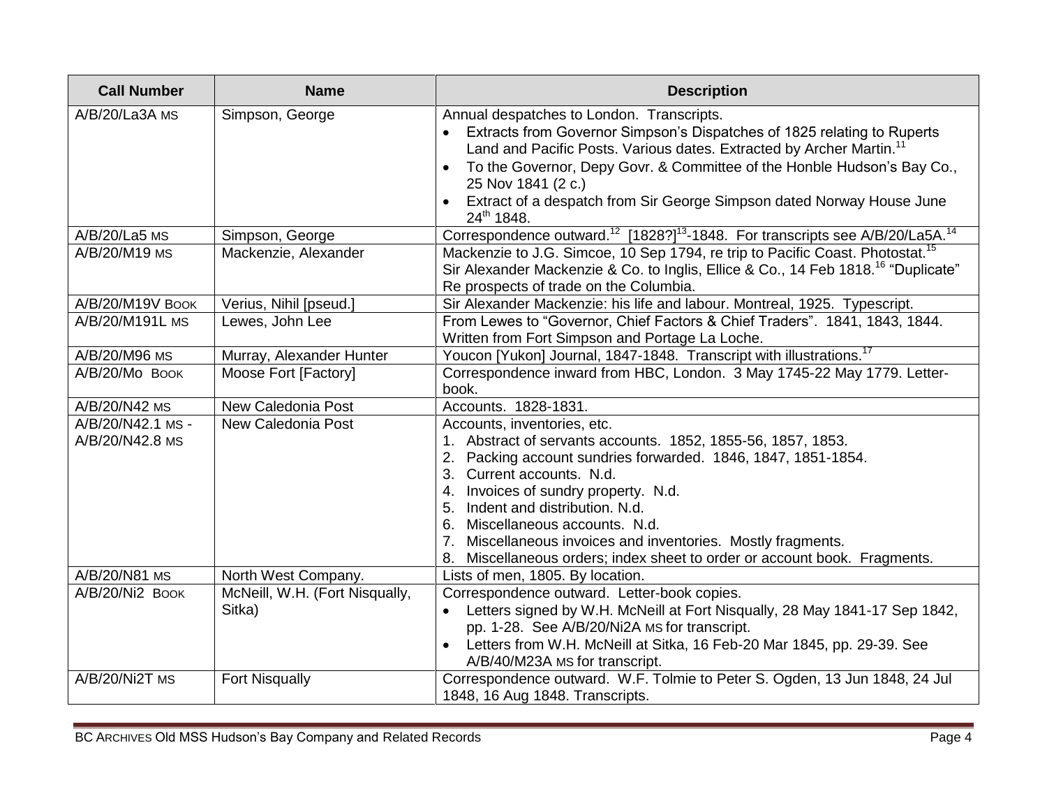| Call Number | Name | Description |
|---|---|---|
| A/B/20/La3A MS | Simpson, George | Annual despatches to London. Transcripts.<br>• Extracts from Governor Simpson's Dispatches of 1825 relating to Ruperts Land and Pacific Posts. Various dates. Extracted by Archer Martin.[11]<br>• To the Governor, Depy Govr. & Committee of the Honble Hudson's Bay Co., 25 Nov 1841 (2 c.)<br>• Extract of a despatch from Sir George Simpson dated Norway House June 24th 1848. |
| A/B/20/La5 MS | Simpson, George | Correspondence outward.[12] [1828?][13]-1848. For transcripts see A/B/20/La5A.[14] |
| A/B/20/M19 MS | Mackenzie, Alexander | Mackenzie to J.G. Simcoe, 10 Sep 1794, re trip to Pacific Coast. Photostat.[15]<br>Sir Alexander Mackenzie & Co. to Inglis, Ellice & Co., 14 Feb 1818.[16] "Duplicate" Re prospects of trade on the Columbia. |
| A/B/20/M19V BOOK | Verius, Nihil [pseud.] | Sir Alexander Mackenzie: his life and labour. Montreal, 1925. Typescript. |
| A/B/20/M191L MS | Lewes, John Lee | From Lewes to "Governor, Chief Factors & Chief Traders". 1841, 1843, 1844. Written from Fort Simpson and Portage La Loche. |
| A/B/20/M96 MS | Murray, Alexander Hunter | Youcon [Yukon] Journal, 1847-1848. Transcript with illustrations.[17] |
| A/B/20/Mo BOOK | Moose Fort [Factory] | Correspondence inward from HBC, London. 3 May 1745-22 May 1779. Letter-book. |
| A/B/20/N42 MS | New Caledonia Post | Accounts. 1828-1831. |
| A/B/20/N42.1 MS - A/B/20/N42.8 MS | New Caledonia Post | Accounts, inventories, etc.<br>1. Abstract of servants accounts. 1852, 1855-56, 1857, 1853.<br>2. Packing account sundries forwarded. 1846, 1847, 1851-1854.<br>3. Current accounts. N.d.<br>4. Invoices of sundry property. N.d.<br>5. Indent and distribution. N.d.<br>6. Miscellaneous accounts. N.d.<br>7. Miscellaneous invoices and inventories. Mostly fragments.<br>8. Miscellaneous orders; index sheet to order or account book. Fragments. |
| A/B/20/N81 MS | North West Company. | Lists of men, 1805. By location. |
| A/B/20/Ni2 BOOK | McNeill, W.H. (Fort Nisqually, Sitka) | Correspondence outward. Letter-book copies.<br>• Letters signed by W.H. McNeill at Fort Nisqually, 28 May 1841-17 Sep 1842, pp. 1-28. See A/B/20/Ni2A MS for transcript.<br>• Letters from W.H. McNeill at Sitka, 16 Feb-20 Mar 1845, pp. 29-39. See A/B/40/M23A MS for transcript. |
| A/B/20/Ni2T MS | Fort Nisqually | Correspondence outward. W.F. Tolmie to Peter S. Ogden, 13 Jun 1848, 24 Jul 1848, 16 Aug 1848. Transcripts. |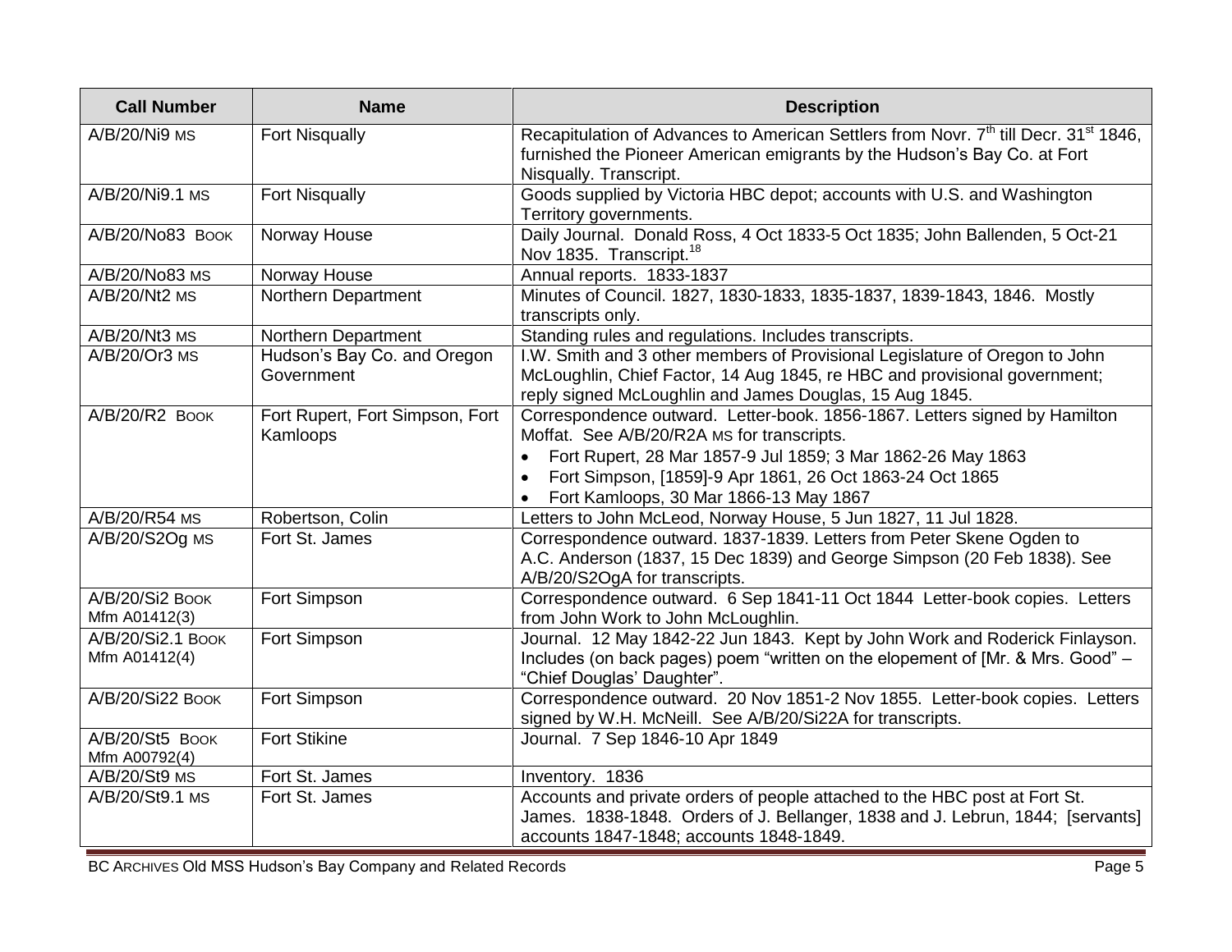| Call Number | Name | Description |
| --- | --- | --- |
| A/B/20/Ni9 MS | Fort Nisqually | Recapitulation of Advances to American Settlers from Novr. 7th till Decr. 31st 1846, furnished the Pioneer American emigrants by the Hudson's Bay Co. at Fort Nisqually. Transcript. |
| A/B/20/Ni9.1 MS | Fort Nisqually | Goods supplied by Victoria HBC depot; accounts with U.S. and Washington Territory governments. |
| A/B/20/No83 BOOK | Norway House | Daily Journal. Donald Ross, 4 Oct 1833-5 Oct 1835; John Ballenden, 5 Oct-21 Nov 1835. Transcript.[18] |
| A/B/20/No83 MS | Norway House | Annual reports. 1833-1837 |
| A/B/20/Nt2 MS | Northern Department | Minutes of Council. 1827, 1830-1833, 1835-1837, 1839-1843, 1846. Mostly transcripts only. |
| A/B/20/Nt3 MS | Northern Department | Standing rules and regulations. Includes transcripts. |
| A/B/20/Or3 MS | Hudson's Bay Co. and Oregon Government | I.W. Smith and 3 other members of Provisional Legislature of Oregon to John McLoughlin, Chief Factor, 14 Aug 1845, re HBC and provisional government; reply signed McLoughlin and James Douglas, 15 Aug 1845. |
| A/B/20/R2 BOOK | Fort Rupert, Fort Simpson, Fort Kamloops | Correspondence outward. Letter-book. 1856-1867. Letters signed by Hamilton Moffat. See A/B/20/R2A MS for transcripts.<br>• Fort Rupert, 28 Mar 1857-9 Jul 1859; 3 Mar 1862-26 May 1863<br>• Fort Simpson, [1859]-9 Apr 1861, 26 Oct 1863-24 Oct 1865<br>• Fort Kamloops, 30 Mar 1866-13 May 1867 |
| A/B/20/R54 MS | Robertson, Colin | Letters to John McLeod, Norway House, 5 Jun 1827, 11 Jul 1828. |
| A/B/20/S2Og MS | Fort St. James | Correspondence outward. 1837-1839. Letters from Peter Skene Ogden to A.C. Anderson (1837, 15 Dec 1839) and George Simpson (20 Feb 1838). See A/B/20/S2OgA for transcripts. |
| A/B/20/Si2 BOOK<br>Mfm A01412(3) | Fort Simpson | Correspondence outward. 6 Sep 1841-11 Oct 1844 Letter-book copies. Letters from John Work to John McLoughlin. |
| A/B/20/Si2.1 BOOK<br>Mfm A01412(4) | Fort Simpson | Journal. 12 May 1842-22 Jun 1843. Kept by John Work and Roderick Finlayson. Includes (on back pages) poem "written on the elopement of [Mr. & Mrs. Good" – "Chief Douglas' Daughter". |
| A/B/20/Si22 BOOK | Fort Simpson | Correspondence outward. 20 Nov 1851-2 Nov 1855. Letter-book copies. Letters signed by W.H. McNeill. See A/B/20/Si22A for transcripts. |
| A/B/20/St5 BOOK<br>Mfm A00792(4) | Fort Stikine | Journal. 7 Sep 1846-10 Apr 1849 |
| A/B/20/St9 MS | Fort St. James | Inventory. 1836 |
| A/B/20/St9.1 MS | Fort St. James | Accounts and private orders of people attached to the HBC post at Fort St. James. 1838-1848. Orders of J. Bellanger, 1838 and J. Lebrun, 1844; [servants] accounts 1847-1848; accounts 1848-1849. |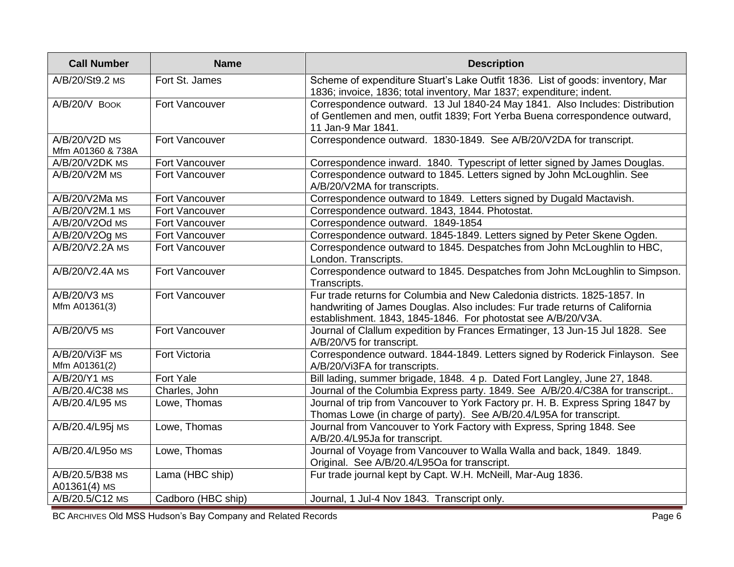| Call Number | Name | Description |
| --- | --- | --- |
| A/B/20/St9.2 MS | Fort St. James | Scheme of expenditure Stuart's Lake Outfit 1836. List of goods: inventory, Mar 1836; invoice, 1836; total inventory, Mar 1837; expenditure; indent. |
| A/B/20/V BOOK | Fort Vancouver | Correspondence outward. 13 Jul 1840-24 May 1841. Also Includes: Distribution of Gentlemen and men, outfit 1839; Fort Yerba Buena correspondence outward, 11 Jan-9 Mar 1841. |
| A/B/20/V2D MS Mfm A01360 & 738A | Fort Vancouver | Correspondence outward. 1830-1849. See A/B/20/V2DA for transcript. |
| A/B/20/V2DK MS | Fort Vancouver | Correspondence inward. 1840. Typescript of letter signed by James Douglas. |
| A/B/20/V2M MS | Fort Vancouver | Correspondence outward to 1845. Letters signed by John McLoughlin. See A/B/20/V2MA for transcripts. |
| A/B/20/V2Ma MS | Fort Vancouver | Correspondence outward to 1849. Letters signed by Dugald Mactavish. |
| A/B/20/V2M.1 MS | Fort Vancouver | Correspondence outward. 1843, 1844. Photostat. |
| A/B/20/V2Od MS | Fort Vancouver | Correspondence outward. 1849-1854 |
| A/B/20/V2Og MS | Fort Vancouver | Correspondence outward. 1845-1849. Letters signed by Peter Skene Ogden. |
| A/B/20/V2.2A MS | Fort Vancouver | Correspondence outward to 1845. Despatches from John McLoughlin to HBC, London. Transcripts. |
| A/B/20/V2.4A MS | Fort Vancouver | Correspondence outward to 1845. Despatches from John McLoughlin to Simpson. Transcripts. |
| A/B/20/V3 MS Mfm A01361(3) | Fort Vancouver | Fur trade returns for Columbia and New Caledonia districts. 1825-1857. In handwriting of James Douglas. Also includes: Fur trade returns of California establishment. 1843, 1845-1846. For photostat see A/B/20/V3A. |
| A/B/20/V5 MS | Fort Vancouver | Journal of Clallum expedition by Frances Ermatinger, 13 Jun-15 Jul 1828. See A/B/20/V5 for transcript. |
| A/B/20/Vi3F MS Mfm A01361(2) | Fort Victoria | Correspondence outward. 1844-1849. Letters signed by Roderick Finlayson. See A/B/20/Vi3FA for transcripts. |
| A/B/20/Y1 MS | Fort Yale | Bill lading, summer brigade, 1848. 4 p. Dated Fort Langley, June 27, 1848. |
| A/B/20.4/C38 MS | Charles, John | Journal of the Columbia Express party. 1849. See A/B/20.4/C38A for transcript.. |
| A/B/20.4/L95 MS | Lowe, Thomas | Journal of trip from Vancouver to York Factory pr. H. B. Express Spring 1847 by Thomas Lowe (in charge of party). See A/B/20.4/L95A for transcript. |
| A/B/20.4/L95j MS | Lowe, Thomas | Journal from Vancouver to York Factory with Express, Spring 1848. See A/B/20.4/L95Ja for transcript. |
| A/B/20.4/L95o MS | Lowe, Thomas | Journal of Voyage from Vancouver to Walla Walla and back, 1849. 1849. Original. See A/B/20.4/L95Oa for transcript. |
| A/B/20.5/B38 MS A01361(4) MS | Lama (HBC ship) | Fur trade journal kept by Capt. W.H. McNeill, Mar-Aug 1836. |
| A/B/20.5/C12 MS | Cadboro (HBC ship) | Journal, 1 Jul-4 Nov 1843. Transcript only. |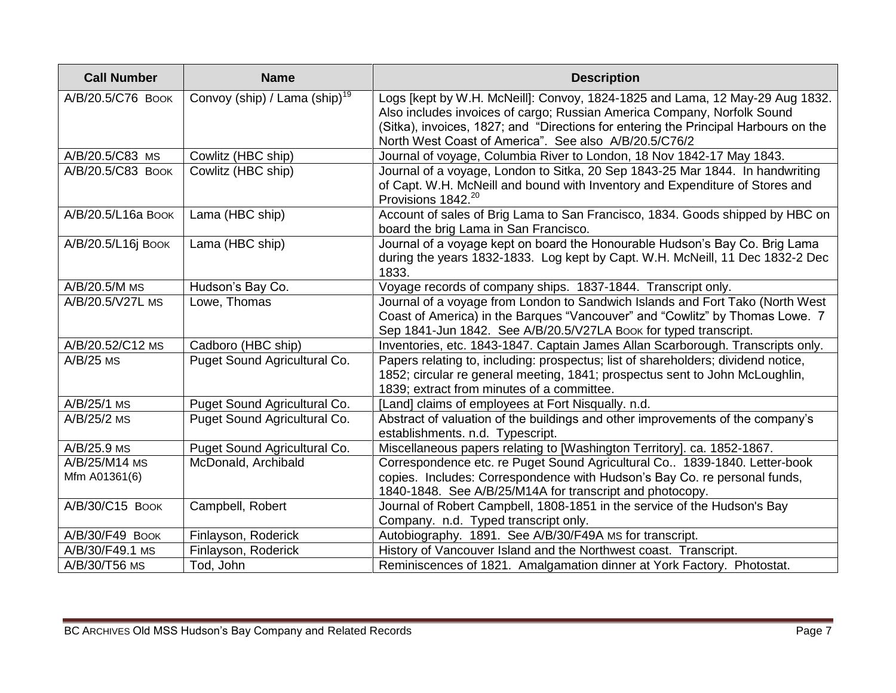| Call Number | Name | Description |
|---|---|---|
| A/B/20.5/C76 BOOK | Convoy (ship) / Lama (ship)[19] | Logs [kept by W.H. McNeill]: Convoy, 1824-1825 and Lama, 12 May-29 Aug 1832. Also includes invoices of cargo; Russian America Company, Norfolk Sound (Sitka), invoices, 1827; and "Directions for entering the Principal Harbours on the North West Coast of America". See also A/B/20.5/C76/2 |
| A/B/20.5/C83 MS | Cowlitz (HBC ship) | Journal of voyage, Columbia River to London, 18 Nov 1842-17 May 1843. |
| A/B/20.5/C83 BOOK | Cowlitz (HBC ship) | Journal of a voyage, London to Sitka, 20 Sep 1843-25 Mar 1844. In handwriting of Capt. W.H. McNeill and bound with Inventory and Expenditure of Stores and Provisions 1842.[20] |
| A/B/20.5/L16a BOOK | Lama (HBC ship) | Account of sales of Brig Lama to San Francisco, 1834. Goods shipped by HBC on board the brig Lama in San Francisco. |
| A/B/20.5/L16j BOOK | Lama (HBC ship) | Journal of a voyage kept on board the Honourable Hudson's Bay Co. Brig Lama during the years 1832-1833. Log kept by Capt. W.H. McNeill, 11 Dec 1832-2 Dec 1833. |
| A/B/20.5/M MS | Hudson's Bay Co. | Voyage records of company ships. 1837-1844. Transcript only. |
| A/B/20.5/V27L MS | Lowe, Thomas | Journal of a voyage from London to Sandwich Islands and Fort Tako (North West Coast of America) in the Barques "Vancouver" and "Cowlitz" by Thomas Lowe. 7 Sep 1841-Jun 1842. See A/B/20.5/V27LA BOOK for typed transcript. |
| A/B/20.52/C12 MS | Cadboro (HBC ship) | Inventories, etc. 1843-1847. Captain James Allan Scarborough. Transcripts only. |
| A/B/25 MS | Puget Sound Agricultural Co. | Papers relating to, including: prospectus; list of shareholders; dividend notice, 1852; circular re general meeting, 1841; prospectus sent to John McLoughlin, 1839; extract from minutes of a committee. |
| A/B/25/1 MS | Puget Sound Agricultural Co. | [Land] claims of employees at Fort Nisqually. n.d. |
| A/B/25/2 MS | Puget Sound Agricultural Co. | Abstract of valuation of the buildings and other improvements of the company's establishments. n.d. Typescript. |
| A/B/25.9 MS | Puget Sound Agricultural Co. | Miscellaneous papers relating to [Washington Territory]. ca. 1852-1867. |
| A/B/25/M14 MS Mfm A01361(6) | McDonald, Archibald | Correspondence etc. re Puget Sound Agricultural Co.. 1839-1840. Letter-book copies. Includes: Correspondence with Hudson's Bay Co. re personal funds, 1840-1848. See A/B/25/M14A for transcript and photocopy. |
| A/B/30/C15 BOOK | Campbell, Robert | Journal of Robert Campbell, 1808-1851 in the service of the Hudson's Bay Company. n.d. Typed transcript only. |
| A/B/30/F49 BOOK | Finlayson, Roderick | Autobiography. 1891. See A/B/30/F49A MS for transcript. |
| A/B/30/F49.1 MS | Finlayson, Roderick | History of Vancouver Island and the Northwest coast. Transcript. |
| A/B/30/T56 MS | Tod, John | Reminiscences of 1821. Amalgamation dinner at York Factory. Photostat. |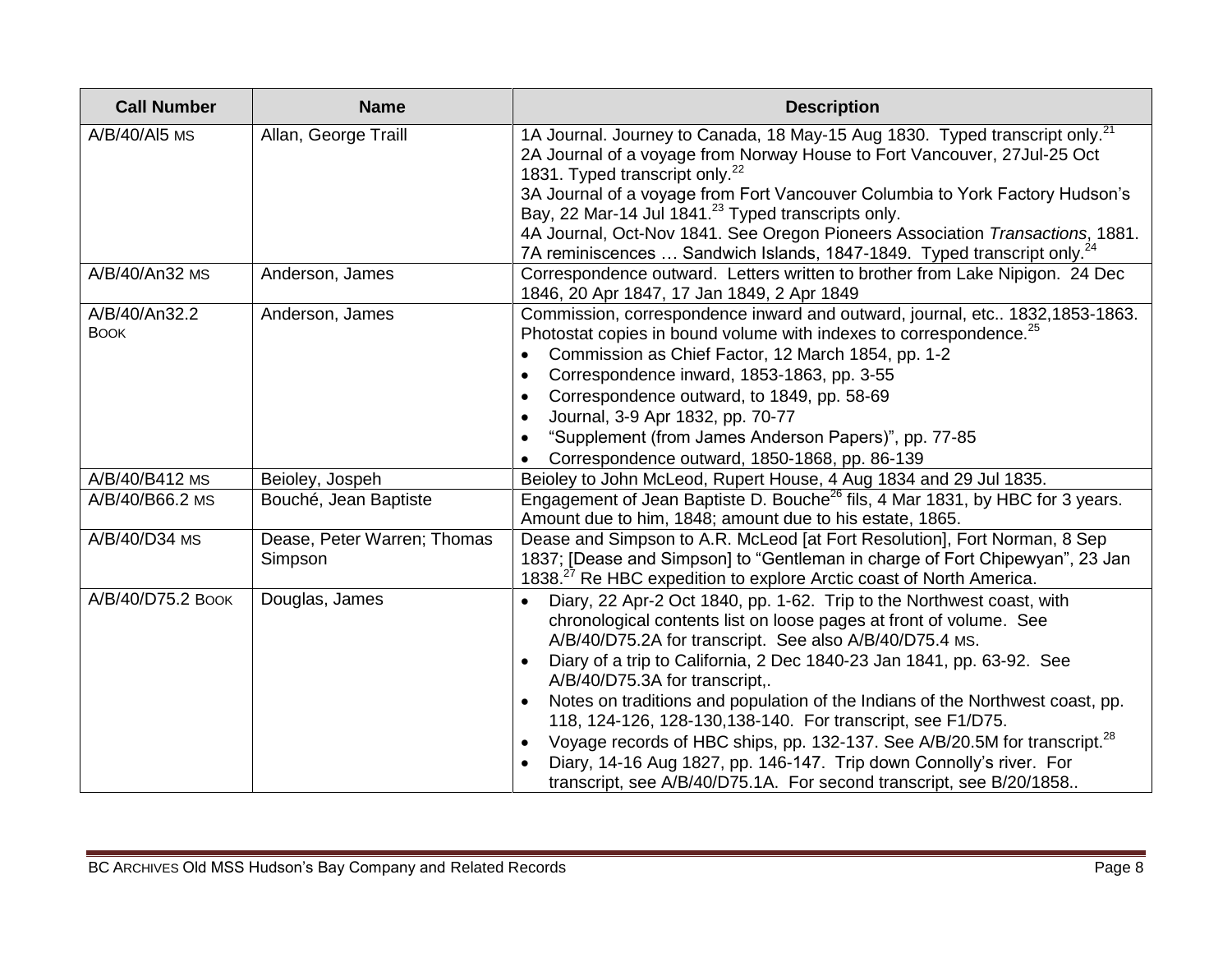| Call Number | Name | Description |
|---|---|---|
| A/B/40/Al5 MS | Allan, George Traill | 1A Journal. Journey to Canada, 18 May-15 Aug 1830. Typed transcript only.[21]<br>2A Journal of a voyage from Norway House to Fort Vancouver, 27Jul-25 Oct 1831. Typed transcript only.[22]<br>3A Journal of a voyage from Fort Vancouver Columbia to York Factory Hudson's Bay, 22 Mar-14 Jul 1841.[23] Typed transcripts only.<br>4A Journal, Oct-Nov 1841. See Oregon Pioneers Association *Transactions*, 1881.<br>7A reminiscences … Sandwich Islands, 1847-1849. Typed transcript only.[24] |
| A/B/40/An32 MS | Anderson, James | Correspondence outward. Letters written to brother from Lake Nipigon. 24 Dec 1846, 20 Apr 1847, 17 Jan 1849, 2 Apr 1849 |
| A/B/40/An32.2 BOOK | Anderson, James | Commission, correspondence inward and outward, journal, etc.. 1832,1853-1863. Photostat copies in bound volume with indexes to correspondence.[25]<br>• Commission as Chief Factor, 12 March 1854, pp. 1-2<br>• Correspondence inward, 1853-1863, pp. 3-55<br>• Correspondence outward, to 1849, pp. 58-69<br>• Journal, 3-9 Apr 1832, pp. 70-77<br>• "Supplement (from James Anderson Papers)", pp. 77-85<br>• Correspondence outward, 1850-1868, pp. 86-139 |
| A/B/40/B412 MS | Beioley, Jospeh | Beioley to John McLeod, Rupert House, 4 Aug 1834 and 29 Jul 1835. |
| A/B/40/B66.2 MS | Bouché, Jean Baptiste | Engagement of Jean Baptiste D. Bouche[26] fils, 4 Mar 1831, by HBC for 3 years. Amount due to him, 1848; amount due to his estate, 1865. |
| A/B/40/D34 MS | Dease, Peter Warren; Thomas Simpson | Dease and Simpson to A.R. McLeod [at Fort Resolution], Fort Norman, 8 Sep 1837; [Dease and Simpson] to "Gentleman in charge of Fort Chipewyan", 23 Jan 1838.[27] Re HBC expedition to explore Arctic coast of North America. |
| A/B/40/D75.2 BOOK | Douglas, James | • Diary, 22 Apr-2 Oct 1840, pp. 1-62. Trip to the Northwest coast, with chronological contents list on loose pages at front of volume. See A/B/40/D75.2A for transcript. See also A/B/40/D75.4 MS.<br>• Diary of a trip to California, 2 Dec 1840-23 Jan 1841, pp. 63-92. See A/B/40/D75.3A for transcript,.<br>• Notes on traditions and population of the Indians of the Northwest coast, pp. 118, 124-126, 128-130,138-140. For transcript, see F1/D75.<br>• Voyage records of HBC ships, pp. 132-137. See A/B/20.5M for transcript.[28]<br>• Diary, 14-16 Aug 1827, pp. 146-147. Trip down Connolly's river. For transcript, see A/B/40/D75.1A. For second transcript, see B/20/1858.. |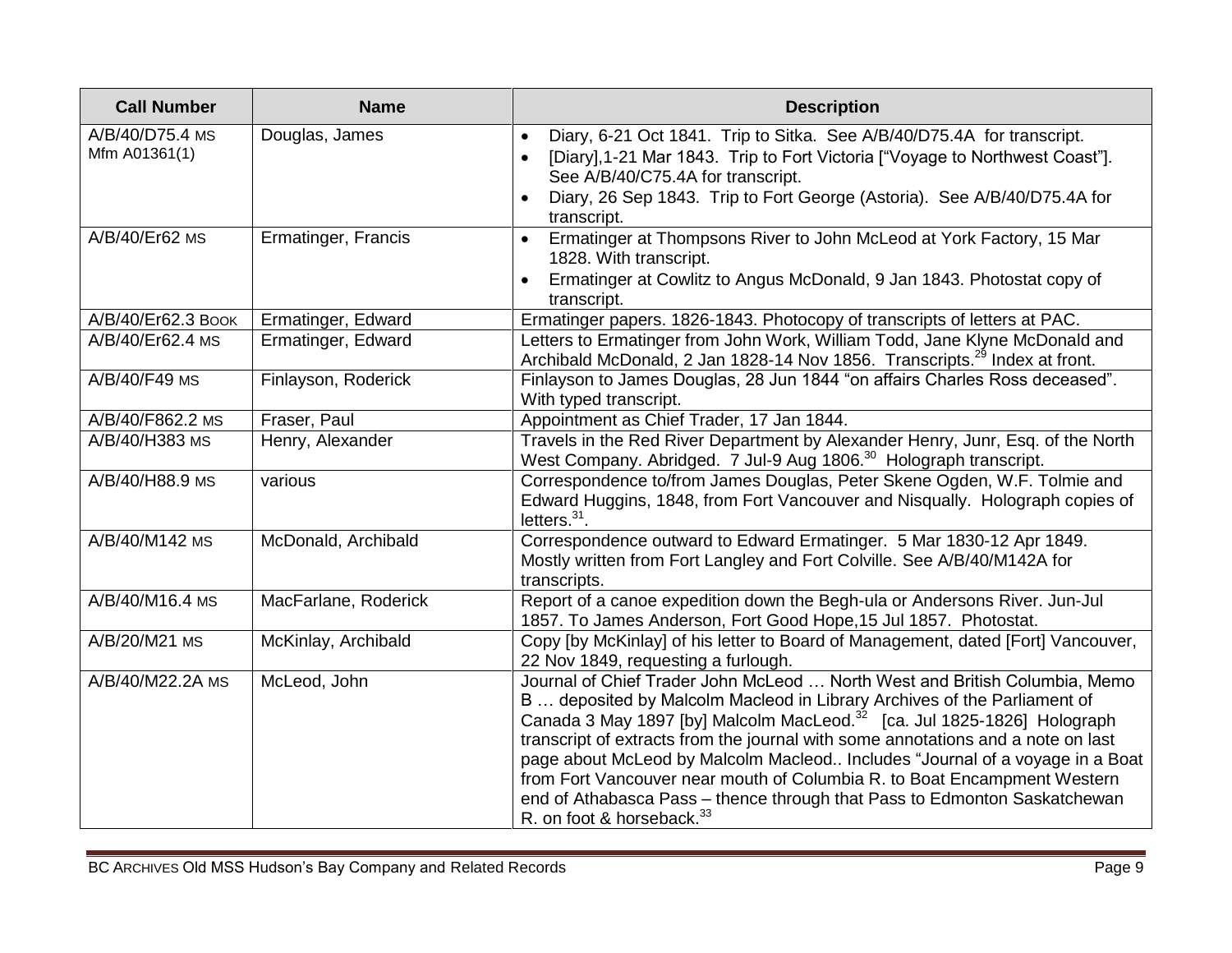| Call Number | Name | Description |
| --- | --- | --- |
| A/B/40/D75.4 MS<br>Mfm A01361(1) | Douglas, James | • Diary, 6-21 Oct 1841. Trip to Sitka. See A/B/40/D75.4A for transcript.<br>• [Diary],1-21 Mar 1843. Trip to Fort Victoria ["Voyage to Northwest Coast"]. See A/B/40/C75.4A for transcript.<br>• Diary, 26 Sep 1843. Trip to Fort George (Astoria). See A/B/40/D75.4A for transcript. |
| A/B/40/Er62 MS | Ermatinger, Francis | • Ermatinger at Thompsons River to John McLeod at York Factory, 15 Mar 1828. With transcript.<br>• Ermatinger at Cowlitz to Angus McDonald, 9 Jan 1843. Photostat copy of transcript. |
| A/B/40/Er62.3 BOOK | Ermatinger, Edward | Ermatinger papers. 1826-1843. Photocopy of transcripts of letters at PAC. |
| A/B/40/Er62.4 MS | Ermatinger, Edward | Letters to Ermatinger from John Work, William Todd, Jane Klyne McDonald and Archibald McDonald, 2 Jan 1828-14 Nov 1856. Transcripts.[29] Index at front. |
| A/B/40/F49 MS | Finlayson, Roderick | Finlayson to James Douglas, 28 Jun 1844 "on affairs Charles Ross deceased". With typed transcript. |
| A/B/40/F862.2 MS | Fraser, Paul | Appointment as Chief Trader, 17 Jan 1844. |
| A/B/40/H383 MS | Henry, Alexander | Travels in the Red River Department by Alexander Henry, Junr, Esq. of the North West Company. Abridged. 7 Jul-9 Aug 1806.[30] Holograph transcript. |
| A/B/40/H88.9 MS | various | Correspondence to/from James Douglas, Peter Skene Ogden, W.F. Tolmie and Edward Huggins, 1848, from Fort Vancouver and Nisqually. Holograph copies of letters.[31]. |
| A/B/40/M142 MS | McDonald, Archibald | Correspondence outward to Edward Ermatinger. 5 Mar 1830-12 Apr 1849. Mostly written from Fort Langley and Fort Colville. See A/B/40/M142A for transcripts. |
| A/B/40/M16.4 MS | MacFarlane, Roderick | Report of a canoe expedition down the Begh-ula or Andersons River. Jun-Jul 1857. To James Anderson, Fort Good Hope,15 Jul 1857. Photostat. |
| A/B/20/M21 MS | McKinlay, Archibald | Copy [by McKinlay] of his letter to Board of Management, dated [Fort] Vancouver, 22 Nov 1849, requesting a furlough. |
| A/B/40/M22.2A MS | McLeod, John | Journal of Chief Trader John McLeod … North West and British Columbia, Memo B … deposited by Malcolm Macleod in Library Archives of the Parliament of Canada 3 May 1897 [by] Malcolm MacLeod.[32] [ca. Jul 1825-1826] Holograph transcript of extracts from the journal with some annotations and a note on last page about McLeod by Malcolm Macleod.. Includes "Journal of a voyage in a Boat from Fort Vancouver near mouth of Columbia R. to Boat Encampment Western end of Athabasca Pass – thence through that Pass to Edmonton Saskatchewan R. on foot & horseback.[33] |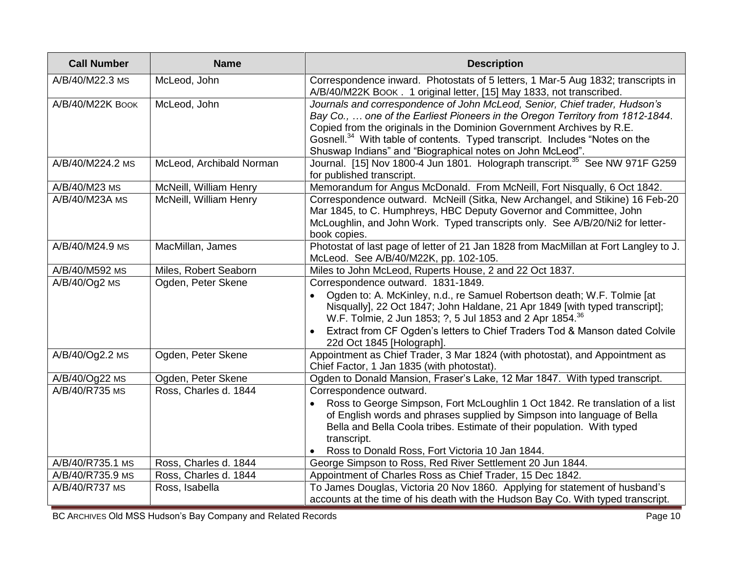| Call Number | Name | Description |
| --- | --- | --- |
| A/B/40/M22.3 MS | McLeod, John | Correspondence inward. Photostats of 5 letters, 1 Mar-5 Aug 1832; transcripts in A/B/40/M22K BOOK . 1 original letter, [15] May 1833, not transcribed. |
| A/B/40/M22K BOOK | McLeod, John | *Journals and correspondence of John McLeod, Senior, Chief trader, Hudson's Bay Co., … one of the Earliest Pioneers in the Oregon Territory from 1812-1844*. Copied from the originals in the Dominion Government Archives by R.E. Gosnell.[34] With table of contents. Typed transcript. Includes "Notes on the Shuswap Indians" and "Biographical notes on John McLeod". |
| A/B/40/M224.2 MS | McLeod, Archibald Norman | Journal. [15] Nov 1800-4 Jun 1801. Holograph transcript.[35] See NW 971F G259 for published transcript. |
| A/B/40/M23 MS | McNeill, William Henry | Memorandum for Angus McDonald. From McNeill, Fort Nisqually, 6 Oct 1842. |
| A/B/40/M23A MS | McNeill, William Henry | Correspondence outward. McNeill (Sitka, New Archangel, and Stikine) 16 Feb-20 Mar 1845, to C. Humphreys, HBC Deputy Governor and Committee, John McLoughlin, and John Work. Typed transcripts only. See A/B/20/Ni2 for letter-book copies. |
| A/B/40/M24.9 MS | MacMillan, James | Photostat of last page of letter of 21 Jan 1828 from MacMillan at Fort Langley to J. McLeod. See A/B/40/M22K, pp. 102-105. |
| A/B/40/M592 MS | Miles, Robert Seaborn | Miles to John McLeod, Ruperts House, 2 and 22 Oct 1837. |
| A/B/40/Og2 MS | Ogden, Peter Skene | Correspondence outward. 1831-1849.<br>• Ogden to: A. McKinley, n.d., re Samuel Robertson death; W.F. Tolmie [at Nisqually], 22 Oct 1847; John Haldane, 21 Apr 1849 [with typed transcript]; W.F. Tolmie, 2 Jun 1853; ?, 5 Jul 1853 and 2 Apr 1854.[36]<br>• Extract from CF Ogden's letters to Chief Traders Tod & Manson dated Colvile 22d Oct 1845 [Holograph]. |
| A/B/40/Og2.2 MS | Ogden, Peter Skene | Appointment as Chief Trader, 3 Mar 1824 (with photostat), and Appointment as Chief Factor, 1 Jan 1835 (with photostat). |
| A/B/40/Og22 MS | Ogden, Peter Skene | Ogden to Donald Mansion, Fraser's Lake, 12 Mar 1847. With typed transcript. |
| A/B/40/R735 MS | Ross, Charles d. 1844 | Correspondence outward.<br>• Ross to George Simpson, Fort McLoughlin 1 Oct 1842. Re translation of a list of English words and phrases supplied by Simpson into language of Bella Bella and Bella Coola tribes. Estimate of their population. With typed transcript.<br>• Ross to Donald Ross, Fort Victoria 10 Jan 1844. |
| A/B/40/R735.1 MS | Ross, Charles d. 1844 | George Simpson to Ross, Red River Settlement 20 Jun 1844. |
| A/B/40/R735.9 MS | Ross, Charles d. 1844 | Appointment of Charles Ross as Chief Trader, 15 Dec 1842. |
| A/B/40/R737 MS | Ross, Isabella | To James Douglas, Victoria 20 Nov 1860. Applying for statement of husband's accounts at the time of his death with the Hudson Bay Co. With typed transcript. |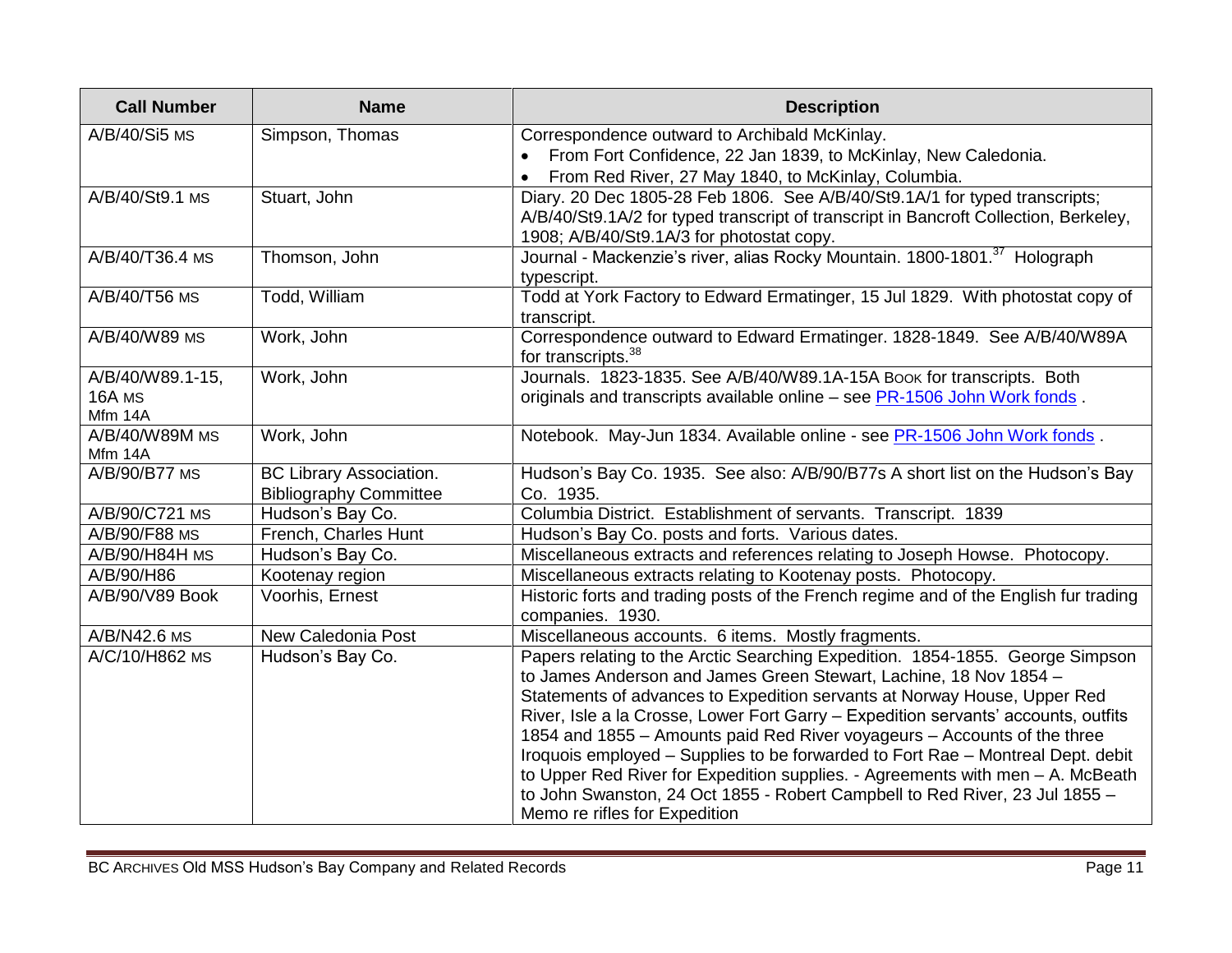| Call Number | Name | Description |
|---|---|---|
| A/B/40/Si5 MS | Simpson, Thomas | Correspondence outward to Archibald McKinlay.<br>• From Fort Confidence, 22 Jan 1839, to McKinlay, New Caledonia.<br>• From Red River, 27 May 1840, to McKinlay, Columbia. |
| A/B/40/St9.1 MS | Stuart, John | Diary. 20 Dec 1805-28 Feb 1806. See A/B/40/St9.1A/1 for typed transcripts; A/B/40/St9.1A/2 for typed transcript of transcript in Bancroft Collection, Berkeley, 1908; A/B/40/St9.1A/3 for photostat copy. |
| A/B/40/T36.4 MS | Thomson, John | Journal - Mackenzie's river, alias Rocky Mountain. 1800-1801.[37] Holograph typescript. |
| A/B/40/T56 MS | Todd, William | Todd at York Factory to Edward Ermatinger, 15 Jul 1829. With photostat copy of transcript. |
| A/B/40/W89 MS | Work, John | Correspondence outward to Edward Ermatinger. 1828-1849. See A/B/40/W89A for transcripts.[38] |
| A/B/40/W89.1-15, 16A MS<br>Mfm 14A | Work, John | Journals. 1823-1835. See A/B/40/W89.1A-15A BOOK for transcripts. Both originals and transcripts available online – see PR-1506 John Work fonds . |
| A/B/40/W89M MS<br>Mfm 14A | Work, John | Notebook. May-Jun 1834. Available online - see PR-1506 John Work fonds . |
| A/B/90/B77 MS | BC Library Association. Bibliography Committee | Hudson's Bay Co. 1935. See also: A/B/90/B77s A short list on the Hudson's Bay Co. 1935. |
| A/B/90/C721 MS | Hudson's Bay Co. | Columbia District. Establishment of servants. Transcript. 1839 |
| A/B/90/F88 MS | French, Charles Hunt | Hudson's Bay Co. posts and forts. Various dates. |
| A/B/90/H84H MS | Hudson's Bay Co. | Miscellaneous extracts and references relating to Joseph Howse. Photocopy. |
| A/B/90/H86 | Kootenay region | Miscellaneous extracts relating to Kootenay posts. Photocopy. |
| A/B/90/V89 Book | Voorhis, Ernest | Historic forts and trading posts of the French regime and of the English fur trading companies. 1930. |
| A/B/N42.6 MS | New Caledonia Post | Miscellaneous accounts. 6 items. Mostly fragments. |
| A/C/10/H862 MS | Hudson's Bay Co. | Papers relating to the Arctic Searching Expedition. 1854-1855. George Simpson to James Anderson and James Green Stewart, Lachine, 18 Nov 1854 – Statements of advances to Expedition servants at Norway House, Upper Red River, Isle a la Crosse, Lower Fort Garry – Expedition servants' accounts, outfits 1854 and 1855 – Amounts paid Red River voyageurs – Accounts of the three Iroquois employed – Supplies to be forwarded to Fort Rae – Montreal Dept. debit to Upper Red River for Expedition supplies. - Agreements with men – A. McBeath to John Swanston, 24 Oct 1855 - Robert Campbell to Red River, 23 Jul 1855 – Memo re rifles for Expedition |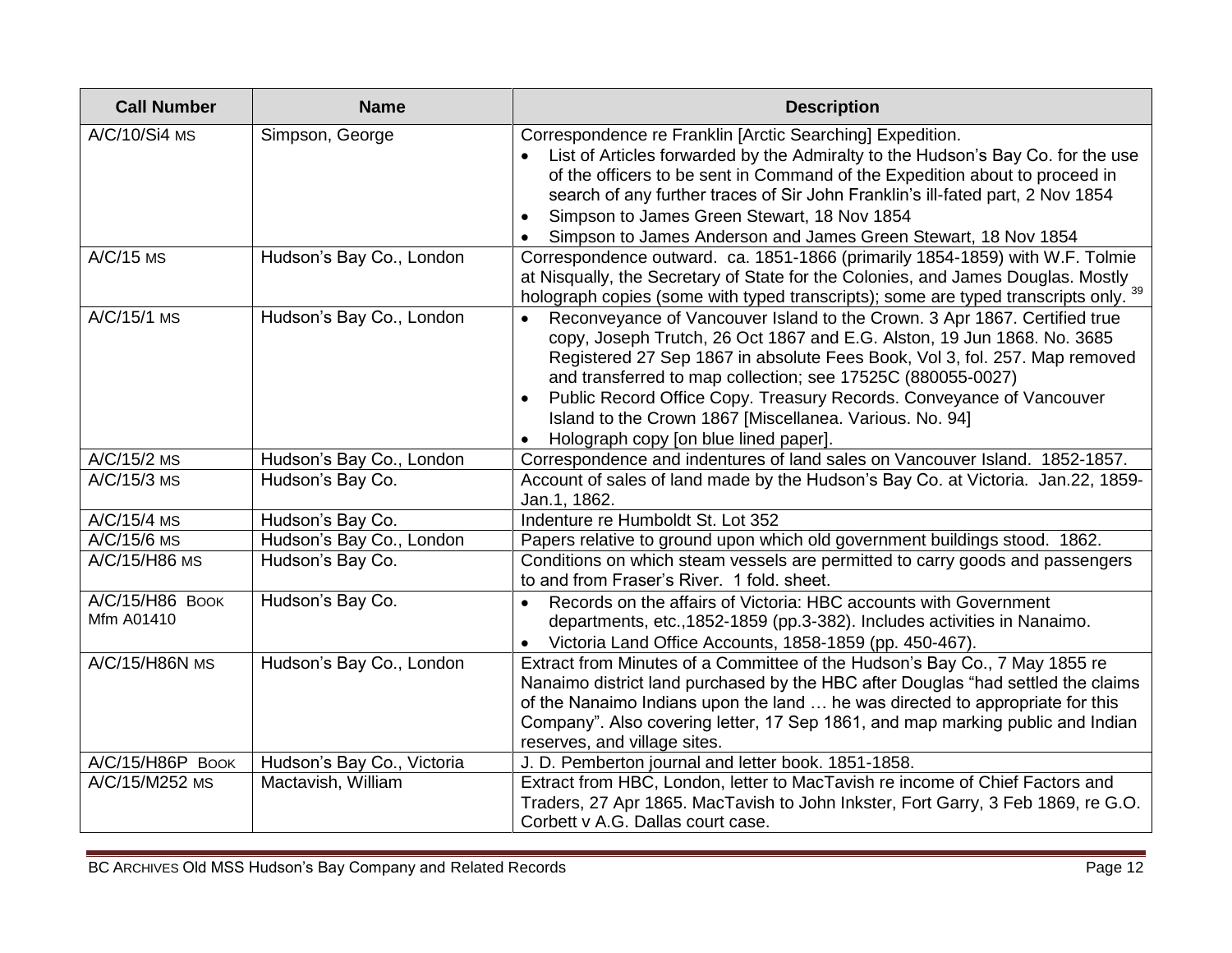| Call Number | Name | Description |
| --- | --- | --- |
| A/C/10/Si4 MS | Simpson, George | Correspondence re Franklin [Arctic Searching] Expedition.<br>• List of Articles forwarded by the Admiralty to the Hudson's Bay Co. for the use of the officers to be sent in Command of the Expedition about to proceed in search of any further traces of Sir John Franklin's ill-fated part, 2 Nov 1854<br>• Simpson to James Green Stewart, 18 Nov 1854<br>• Simpson to James Anderson and James Green Stewart, 18 Nov 1854 |
| A/C/15 MS | Hudson's Bay Co., London | Correspondence outward. ca. 1851-1866 (primarily 1854-1859) with W.F. Tolmie at Nisqually, the Secretary of State for the Colonies, and James Douglas. Mostly holograph copies (some with typed transcripts); some are typed transcripts only. [39] |
| A/C/15/1 MS | Hudson's Bay Co., London | • Reconveyance of Vancouver Island to the Crown. 3 Apr 1867. Certified true copy, Joseph Trutch, 26 Oct 1867 and E.G. Alston, 19 Jun 1868. No. 3685 Registered 27 Sep 1867 in absolute Fees Book, Vol 3, fol. 257. Map removed and transferred to map collection; see 17525C (880055-0027)<br>• Public Record Office Copy. Treasury Records. Conveyance of Vancouver Island to the Crown 1867 [Miscellanea. Various. No. 94]<br>• Holograph copy [on blue lined paper]. |
| A/C/15/2 MS | Hudson's Bay Co., London | Correspondence and indentures of land sales on Vancouver Island. 1852-1857. |
| A/C/15/3 MS | Hudson's Bay Co. | Account of sales of land made by the Hudson's Bay Co. at Victoria. Jan.22, 1859-Jan.1, 1862. |
| A/C/15/4 MS | Hudson's Bay Co. | Indenture re Humboldt St. Lot 352 |
| A/C/15/6 MS | Hudson's Bay Co., London | Papers relative to ground upon which old government buildings stood. 1862. |
| A/C/15/H86 MS | Hudson's Bay Co. | Conditions on which steam vessels are permitted to carry goods and passengers to and from Fraser's River. 1 fold. sheet. |
| A/C/15/H86 BOOK Mfm A01410 | Hudson's Bay Co. | • Records on the affairs of Victoria: HBC accounts with Government departments, etc.,1852-1859 (pp.3-382). Includes activities in Nanaimo.<br>• Victoria Land Office Accounts, 1858-1859 (pp. 450-467). |
| A/C/15/H86N MS | Hudson's Bay Co., London | Extract from Minutes of a Committee of the Hudson's Bay Co., 7 May 1855 re Nanaimo district land purchased by the HBC after Douglas "had settled the claims of the Nanaimo Indians upon the land … he was directed to appropriate for this Company". Also covering letter, 17 Sep 1861, and map marking public and Indian reserves, and village sites. |
| A/C/15/H86P BOOK | Hudson's Bay Co., Victoria | J. D. Pemberton journal and letter book. 1851-1858. |
| A/C/15/M252 MS | Mactavish, William | Extract from HBC, London, letter to MacTavish re income of Chief Factors and Traders, 27 Apr 1865. MacTavish to John Inkster, Fort Garry, 3 Feb 1869, re G.O. Corbett v A.G. Dallas court case. |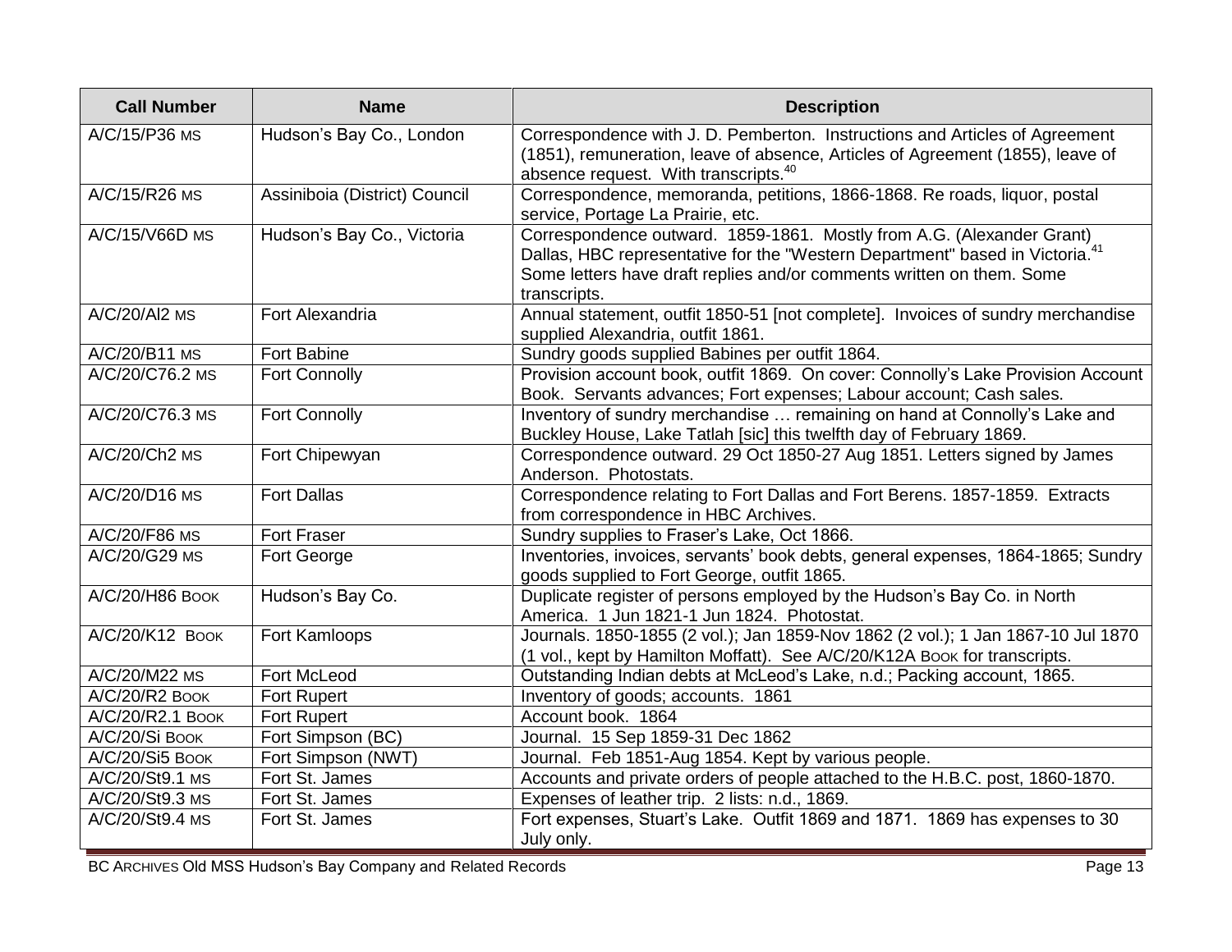| Call Number | Name | Description |
|---|---|---|
| A/C/15/P36 MS | Hudson's Bay Co., London | Correspondence with J. D. Pemberton. Instructions and Articles of Agreement (1851), remuneration, leave of absence, Articles of Agreement (1855), leave of absence request. With transcripts.[40] |
| A/C/15/R26 MS | Assiniboia (District) Council | Correspondence, memoranda, petitions, 1866-1868. Re roads, liquor, postal service, Portage La Prairie, etc. |
| A/C/15/V66D MS | Hudson's Bay Co., Victoria | Correspondence outward. 1859-1861. Mostly from A.G. (Alexander Grant) Dallas, HBC representative for the "Western Department" based in Victoria.[41] Some letters have draft replies and/or comments written on them. Some transcripts. |
| A/C/20/Al2 MS | Fort Alexandria | Annual statement, outfit 1850-51 [not complete]. Invoices of sundry merchandise supplied Alexandria, outfit 1861. |
| A/C/20/B11 MS | Fort Babine | Sundry goods supplied Babines per outfit 1864. |
| A/C/20/C76.2 MS | Fort Connolly | Provision account book, outfit 1869. On cover: Connolly's Lake Provision Account Book. Servants advances; Fort expenses; Labour account; Cash sales. |
| A/C/20/C76.3 MS | Fort Connolly | Inventory of sundry merchandise … remaining on hand at Connolly's Lake and Buckley House, Lake Tatlah [sic] this twelfth day of February 1869. |
| A/C/20/Ch2 MS | Fort Chipewyan | Correspondence outward. 29 Oct 1850-27 Aug 1851. Letters signed by James Anderson. Photostats. |
| A/C/20/D16 MS | Fort Dallas | Correspondence relating to Fort Dallas and Fort Berens. 1857-1859. Extracts from correspondence in HBC Archives. |
| A/C/20/F86 MS | Fort Fraser | Sundry supplies to Fraser's Lake, Oct 1866. |
| A/C/20/G29 MS | Fort George | Inventories, invoices, servants' book debts, general expenses, 1864-1865; Sundry goods supplied to Fort George, outfit 1865. |
| A/C/20/H86 BOOK | Hudson's Bay Co. | Duplicate register of persons employed by the Hudson's Bay Co. in North America. 1 Jun 1821-1 Jun 1824. Photostat. |
| A/C/20/K12 BOOK | Fort Kamloops | Journals. 1850-1855 (2 vol.); Jan 1859-Nov 1862 (2 vol.); 1 Jan 1867-10 Jul 1870 (1 vol., kept by Hamilton Moffatt). See A/C/20/K12A BOOK for transcripts. |
| A/C/20/M22 MS | Fort McLeod | Outstanding Indian debts at McLeod's Lake, n.d.; Packing account, 1865. |
| A/C/20/R2 BOOK | Fort Rupert | Inventory of goods; accounts. 1861 |
| A/C/20/R2.1 BOOK | Fort Rupert | Account book. 1864 |
| A/C/20/Si BOOK | Fort Simpson (BC) | Journal. 15 Sep 1859-31 Dec 1862 |
| A/C/20/Si5 BOOK | Fort Simpson (NWT) | Journal. Feb 1851-Aug 1854. Kept by various people. |
| A/C/20/St9.1 MS | Fort St. James | Accounts and private orders of people attached to the H.B.C. post, 1860-1870. |
| A/C/20/St9.3 MS | Fort St. James | Expenses of leather trip. 2 lists: n.d., 1869. |
| A/C/20/St9.4 MS | Fort St. James | Fort expenses, Stuart's Lake. Outfit 1869 and 1871. 1869 has expenses to 30 July only. |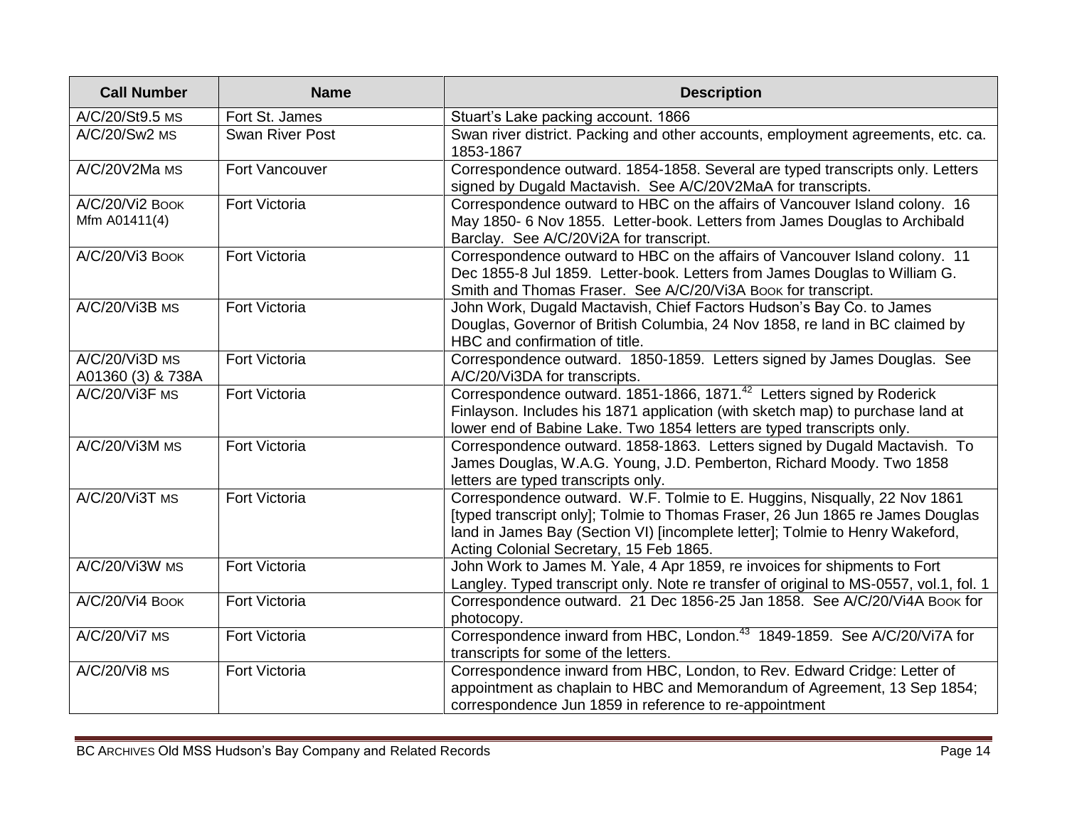| Call Number | Name | Description |
|---|---|---|
| A/C/20/St9.5 MS | Fort St. James | Stuart's Lake packing account. 1866 |
| A/C/20/Sw2 MS | Swan River Post | Swan river district. Packing and other accounts, employment agreements, etc. ca. 1853-1867 |
| A/C/20V2Ma MS | Fort Vancouver | Correspondence outward. 1854-1858. Several are typed transcripts only. Letters signed by Dugald Mactavish. See A/C/20V2MaA for transcripts. |
| A/C/20/Vi2 BOOK Mfm A01411(4) | Fort Victoria | Correspondence outward to HBC on the affairs of Vancouver Island colony. 16 May 1850- 6 Nov 1855. Letter-book. Letters from James Douglas to Archibald Barclay. See A/C/20Vi2A for transcript. |
| A/C/20/Vi3 BOOK | Fort Victoria | Correspondence outward to HBC on the affairs of Vancouver Island colony. 11 Dec 1855-8 Jul 1859. Letter-book. Letters from James Douglas to William G. Smith and Thomas Fraser. See A/C/20/Vi3A BOOK for transcript. |
| A/C/20/Vi3B MS | Fort Victoria | John Work, Dugald Mactavish, Chief Factors Hudson's Bay Co. to James Douglas, Governor of British Columbia, 24 Nov 1858, re land in BC claimed by HBC and confirmation of title. |
| A/C/20/Vi3D MS A01360 (3) & 738A | Fort Victoria | Correspondence outward. 1850-1859. Letters signed by James Douglas. See A/C/20/Vi3DA for transcripts. |
| A/C/20/Vi3F MS | Fort Victoria | Correspondence outward. 1851-1866, 1871.[42] Letters signed by Roderick Finlayson. Includes his 1871 application (with sketch map) to purchase land at lower end of Babine Lake. Two 1854 letters are typed transcripts only. |
| A/C/20/Vi3M MS | Fort Victoria | Correspondence outward. 1858-1863. Letters signed by Dugald Mactavish. To James Douglas, W.A.G. Young, J.D. Pemberton, Richard Moody. Two 1858 letters are typed transcripts only. |
| A/C/20/Vi3T MS | Fort Victoria | Correspondence outward. W.F. Tolmie to E. Huggins, Nisqually, 22 Nov 1861 [typed transcript only]; Tolmie to Thomas Fraser, 26 Jun 1865 re James Douglas land in James Bay (Section VI) [incomplete letter]; Tolmie to Henry Wakeford, Acting Colonial Secretary, 15 Feb 1865. |
| A/C/20/Vi3W MS | Fort Victoria | John Work to James M. Yale, 4 Apr 1859, re invoices for shipments to Fort Langley. Typed transcript only. Note re transfer of original to MS-0557, vol.1, fol. 1 |
| A/C/20/Vi4 BOOK | Fort Victoria | Correspondence outward. 21 Dec 1856-25 Jan 1858. See A/C/20/Vi4A BOOK for photocopy. |
| A/C/20/Vi7 MS | Fort Victoria | Correspondence inward from HBC, London.[43] 1849-1859. See A/C/20/Vi7A for transcripts for some of the letters. |
| A/C/20/Vi8 MS | Fort Victoria | Correspondence inward from HBC, London, to Rev. Edward Cridge: Letter of appointment as chaplain to HBC and Memorandum of Agreement, 13 Sep 1854; correspondence Jun 1859 in reference to re-appointment |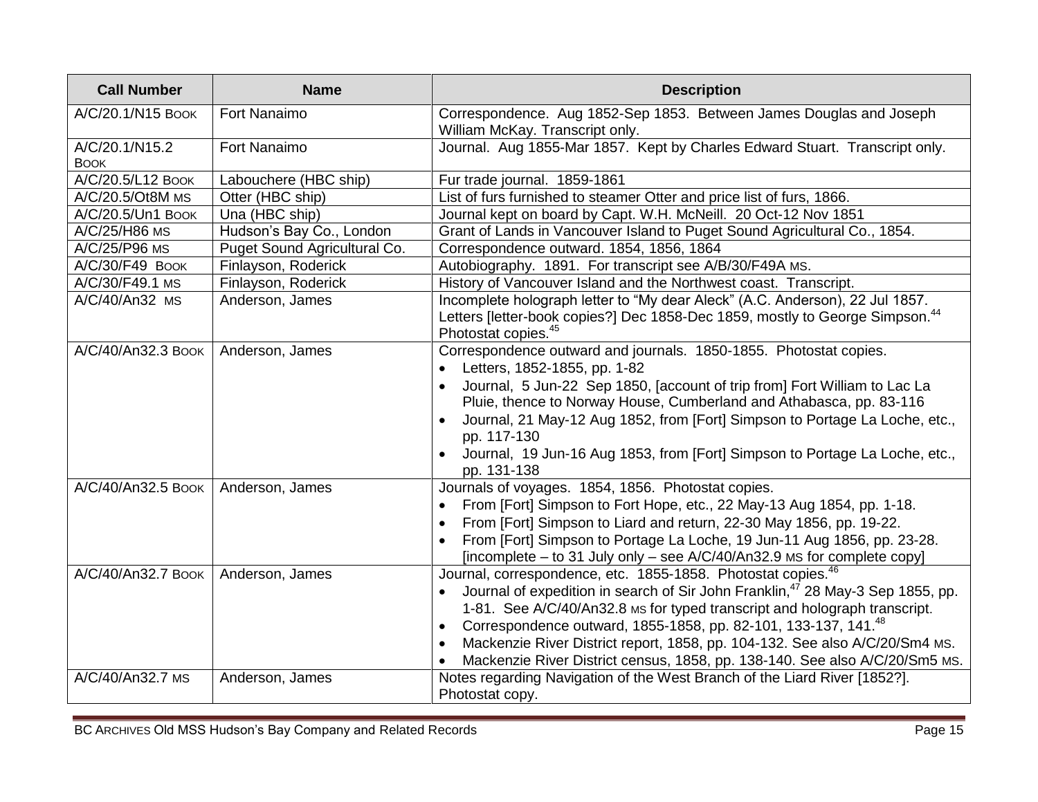| Call Number | Name | Description |
| --- | --- | --- |
| A/C/20.1/N15 Book | Fort Nanaimo | Correspondence. Aug 1852-Sep 1853. Between James Douglas and Joseph William McKay. Transcript only. |
| A/C/20.1/N15.2 Book | Fort Nanaimo | Journal. Aug 1855-Mar 1857. Kept by Charles Edward Stuart. Transcript only. |
| A/C/20.5/L12 Book | Labouchere (HBC ship) | Fur trade journal. 1859-1861 |
| A/C/20.5/Ot8M MS | Otter (HBC ship) | List of furs furnished to steamer Otter and price list of furs, 1866. |
| A/C/20.5/Un1 Book | Una (HBC ship) | Journal kept on board by Capt. W.H. McNeill. 20 Oct-12 Nov 1851 |
| A/C/25/H86 MS | Hudson's Bay Co., London | Grant of Lands in Vancouver Island to Puget Sound Agricultural Co., 1854. |
| A/C/25/P96 MS | Puget Sound Agricultural Co. | Correspondence outward. 1854, 1856, 1864 |
| A/C/30/F49 Book | Finlayson, Roderick | Autobiography. 1891. For transcript see A/B/30/F49A MS. |
| A/C/30/F49.1 MS | Finlayson, Roderick | History of Vancouver Island and the Northwest coast. Transcript. |
| A/C/40/An32 MS | Anderson, James | Incomplete holograph letter to "My dear Aleck" (A.C. Anderson), 22 Jul 1857. Letters [letter-book copies?] Dec 1858-Dec 1859, mostly to George Simpson.[44] Photostat copies.[45] |
| A/C/40/An32.3 Book | Anderson, James | Correspondence outward and journals. 1850-1855. Photostat copies.<br>• Letters, 1852-1855, pp. 1-82<br>• Journal, 5 Jun-22 Sep 1850, [account of trip from] Fort William to Lac La Pluie, thence to Norway House, Cumberland and Athabasca, pp. 83-116<br>• Journal, 21 May-12 Aug 1852, from [Fort] Simpson to Portage La Loche, etc., pp. 117-130<br>• Journal, 19 Jun-16 Aug 1853, from [Fort] Simpson to Portage La Loche, etc., pp. 131-138 |
| A/C/40/An32.5 Book | Anderson, James | Journals of voyages. 1854, 1856. Photostat copies.<br>• From [Fort] Simpson to Fort Hope, etc., 22 May-13 Aug 1854, pp. 1-18.<br>• From [Fort] Simpson to Liard and return, 22-30 May 1856, pp. 19-22.<br>• From [Fort] Simpson to Portage La Loche, 19 Jun-11 Aug 1856, pp. 23-28. [incomplete – to 31 July only – see A/C/40/An32.9 MS for complete copy] |
| A/C/40/An32.7 Book | Anderson, James | Journal, correspondence, etc. 1855-1858. Photostat copies.[46]<br>• Journal of expedition in search of Sir John Franklin,[47] 28 May-3 Sep 1855, pp. 1-81. See A/C/40/An32.8 MS for typed transcript and holograph transcript.<br>• Correspondence outward, 1855-1858, pp. 82-101, 133-137, 141.[48]<br>• Mackenzie River District report, 1858, pp. 104-132. See also A/C/20/Sm4 MS.<br>• Mackenzie River District census, 1858, pp. 138-140. See also A/C/20/Sm5 MS. |
| A/C/40/An32.7 MS | Anderson, James | Notes regarding Navigation of the West Branch of the Liard River [1852?]. Photostat copy. |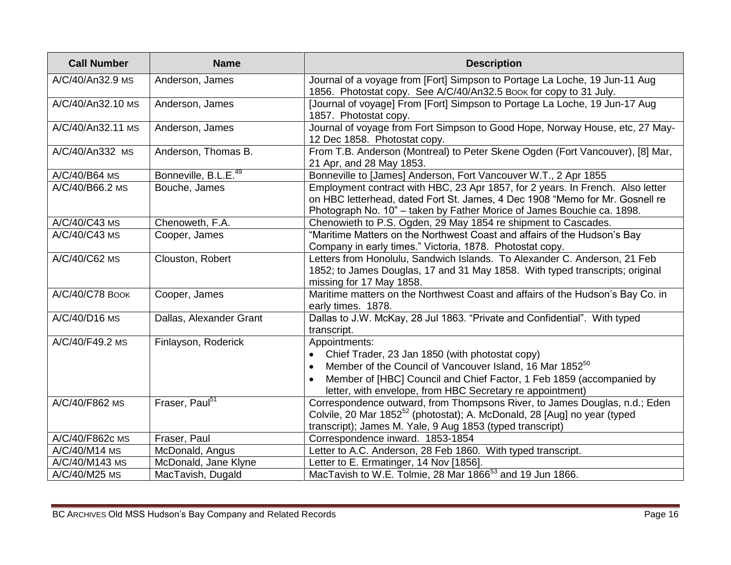| Call Number | Name | Description |
|---|---|---|
| A/C/40/An32.9 MS | Anderson, James | Journal of a voyage from [Fort] Simpson to Portage La Loche, 19 Jun-11 Aug 1856. Photostat copy. See A/C/40/An32.5 BOOK for copy to 31 July. |
| A/C/40/An32.10 MS | Anderson, James | [Journal of voyage] From [Fort] Simpson to Portage La Loche, 19 Jun-17 Aug 1857. Photostat copy. |
| A/C/40/An32.11 MS | Anderson, James | Journal of voyage from Fort Simpson to Good Hope, Norway House, etc, 27 May-12 Dec 1858. Photostat copy. |
| A/C/40/An332 MS | Anderson, Thomas B. | From T.B. Anderson (Montreal) to Peter Skene Ogden (Fort Vancouver), [8] Mar, 21 Apr, and 28 May 1853. |
| A/C/40/B64 MS | Bonneville, B.L.E.[49] | Bonneville to [James] Anderson, Fort Vancouver W.T., 2 Apr 1855 |
| A/C/40/B66.2 MS | Bouche, James | Employment contract with HBC, 23 Apr 1857, for 2 years. In French. Also letter on HBC letterhead, dated Fort St. James, 4 Dec 1908 "Memo for Mr. Gosnell re Photograph No. 10" – taken by Father Morice of James Bouchie ca. 1898. |
| A/C/40/C43 MS | Chenoweth, F.A. | Chenowieth to P.S. Ogden, 29 May 1854 re shipment to Cascades. |
| A/C/40/C43 MS | Cooper, James | "Maritime Matters on the Northwest Coast and affairs of the Hudson's Bay Company in early times." Victoria, 1878. Photostat copy. |
| A/C/40/C62 MS | Clouston, Robert | Letters from Honolulu, Sandwich Islands. To Alexander C. Anderson, 21 Feb 1852; to James Douglas, 17 and 31 May 1858. With typed transcripts; original missing for 17 May 1858. |
| A/C/40/C78 BOOK | Cooper, James | Maritime matters on the Northwest Coast and affairs of the Hudson's Bay Co. in early times. 1878. |
| A/C/40/D16 MS | Dallas, Alexander Grant | Dallas to J.W. McKay, 28 Jul 1863. "Private and Confidential". With typed transcript. |
| A/C/40/F49.2 MS | Finlayson, Roderick | Appointments:<br>• Chief Trader, 23 Jan 1850 (with photostat copy)<br>• Member of the Council of Vancouver Island, 16 Mar 1852[50]<br>• Member of [HBC] Council and Chief Factor, 1 Feb 1859 (accompanied by letter, with envelope, from HBC Secretary re appointment) |
| A/C/40/F862 MS | Fraser, Paul[51] | Correspondence outward, from Thompsons River, to James Douglas, n.d.; Eden Colvile, 20 Mar 1852[52] (photostat); A. McDonald, 28 [Aug] no year (typed transcript); James M. Yale, 9 Aug 1853 (typed transcript) |
| A/C/40/F862c MS | Fraser, Paul | Correspondence inward. 1853-1854 |
| A/C/40/M14 MS | McDonald, Angus | Letter to A.C. Anderson, 28 Feb 1860. With typed transcript. |
| A/C/40/M143 MS | McDonald, Jane Klyne | Letter to E. Ermatinger, 14 Nov [1856]. |
| A/C/40/M25 MS | MacTavish, Dugald | MacTavish to W.E. Tolmie, 28 Mar 1866[53] and 19 Jun 1866. |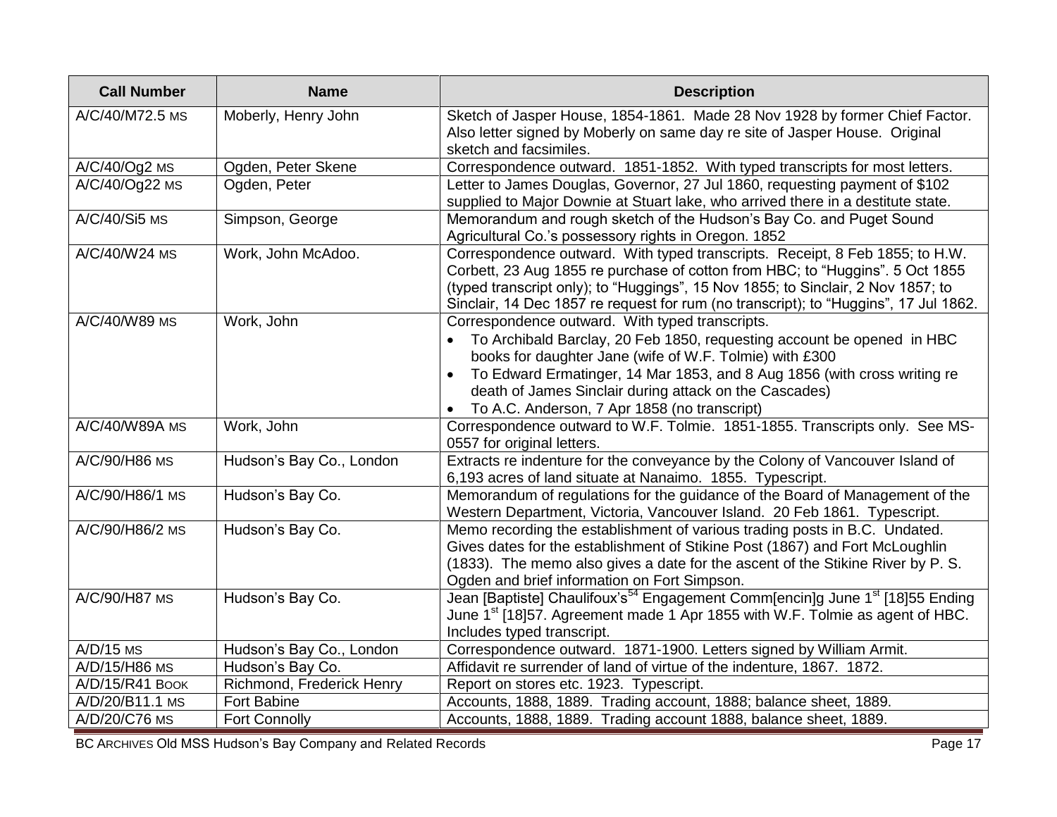| Call Number | Name | Description |
|---|---|---|
| A/C/40/M72.5 MS | Moberly, Henry John | Sketch of Jasper House, 1854-1861. Made 28 Nov 1928 by former Chief Factor. Also letter signed by Moberly on same day re site of Jasper House. Original sketch and facsimiles. |
| A/C/40/Og2 MS | Ogden, Peter Skene | Correspondence outward. 1851-1852. With typed transcripts for most letters. |
| A/C/40/Og22 MS | Ogden, Peter | Letter to James Douglas, Governor, 27 Jul 1860, requesting payment of $102 supplied to Major Downie at Stuart lake, who arrived there in a destitute state. |
| A/C/40/Si5 MS | Simpson, George | Memorandum and rough sketch of the Hudson's Bay Co. and Puget Sound Agricultural Co.'s possessory rights in Oregon. 1852 |
| A/C/40/W24 MS | Work, John McAdoo. | Correspondence outward. With typed transcripts. Receipt, 8 Feb 1855; to H.W. Corbett, 23 Aug 1855 re purchase of cotton from HBC; to "Huggins". 5 Oct 1855 (typed transcript only); to "Huggings", 15 Nov 1855; to Sinclair, 2 Nov 1857; to Sinclair, 14 Dec 1857 re request for rum (no transcript); to "Huggins", 17 Jul 1862. |
| A/C/40/W89 MS | Work, John | Correspondence outward. With typed transcripts. <br>• To Archibald Barclay, 20 Feb 1850, requesting account be opened in HBC books for daughter Jane (wife of W.F. Tolmie) with £300 <br>• To Edward Ermatinger, 14 Mar 1853, and 8 Aug 1856 (with cross writing re death of James Sinclair during attack on the Cascades) <br>• To A.C. Anderson, 7 Apr 1858 (no transcript) |
| A/C/40/W89A MS | Work, John | Correspondence outward to W.F. Tolmie. 1851-1855. Transcripts only. See MS-0557 for original letters. |
| A/C/90/H86 MS | Hudson's Bay Co., London | Extracts re indenture for the conveyance by the Colony of Vancouver Island of 6,193 acres of land situate at Nanaimo. 1855. Typescript. |
| A/C/90/H86/1 MS | Hudson's Bay Co. | Memorandum of regulations for the guidance of the Board of Management of the Western Department, Victoria, Vancouver Island. 20 Feb 1861. Typescript. |
| A/C/90/H86/2 MS | Hudson's Bay Co. | Memo recording the establishment of various trading posts in B.C. Undated. Gives dates for the establishment of Stikine Post (1867) and Fort McLoughlin (1833). The memo also gives a date for the ascent of the Stikine River by P. S. Ogden and brief information on Fort Simpson. |
| A/C/90/H87 MS | Hudson's Bay Co. | Jean [Baptiste] Chaulifoux's[54] Engagement Comm[encin]g June 1st [18]55 Ending June 1st [18]57. Agreement made 1 Apr 1855 with W.F. Tolmie as agent of HBC. Includes typed transcript. |
| A/D/15 MS | Hudson's Bay Co., London | Correspondence outward. 1871-1900. Letters signed by William Armit. |
| A/D/15/H86 MS | Hudson's Bay Co. | Affidavit re surrender of land of virtue of the indenture, 1867. 1872. |
| A/D/15/R41 BOOK | Richmond, Frederick Henry | Report on stores etc. 1923. Typescript. |
| A/D/20/B11.1 MS | Fort Babine | Accounts, 1888, 1889. Trading account, 1888; balance sheet, 1889. |
| A/D/20/C76 MS | Fort Connolly | Accounts, 1888, 1889. Trading account 1888, balance sheet, 1889. |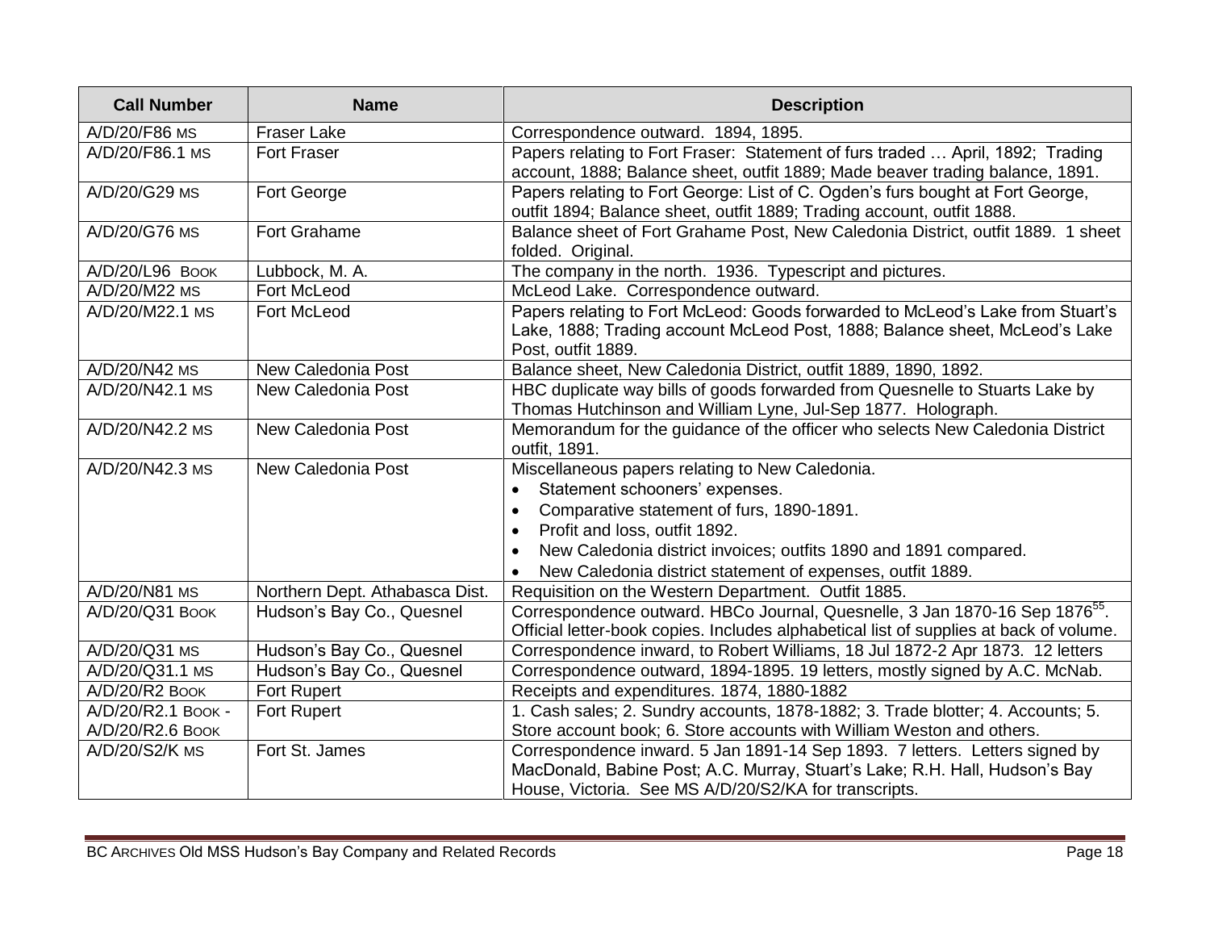| Call Number | Name | Description |
| --- | --- | --- |
| A/D/20/F86 MS | Fraser Lake | Correspondence outward. 1894, 1895. |
| A/D/20/F86.1 MS | Fort Fraser | Papers relating to Fort Fraser: Statement of furs traded … April, 1892; Trading account, 1888; Balance sheet, outfit 1889; Made beaver trading balance, 1891. |
| A/D/20/G29 MS | Fort George | Papers relating to Fort George: List of C. Ogden's furs bought at Fort George, outfit 1894; Balance sheet, outfit 1889; Trading account, outfit 1888. |
| A/D/20/G76 MS | Fort Grahame | Balance sheet of Fort Grahame Post, New Caledonia District, outfit 1889. 1 sheet folded. Original. |
| A/D/20/L96 BOOK | Lubbock, M. A. | The company in the north. 1936. Typescript and pictures. |
| A/D/20/M22 MS | Fort McLeod | McLeod Lake. Correspondence outward. |
| A/D/20/M22.1 MS | Fort McLeod | Papers relating to Fort McLeod: Goods forwarded to McLeod's Lake from Stuart's Lake, 1888; Trading account McLeod Post, 1888; Balance sheet, McLeod's Lake Post, outfit 1889. |
| A/D/20/N42 MS | New Caledonia Post | Balance sheet, New Caledonia District, outfit 1889, 1890, 1892. |
| A/D/20/N42.1 MS | New Caledonia Post | HBC duplicate way bills of goods forwarded from Quesnelle to Stuarts Lake by Thomas Hutchinson and William Lyne, Jul-Sep 1877. Holograph. |
| A/D/20/N42.2 MS | New Caledonia Post | Memorandum for the guidance of the officer who selects New Caledonia District outfit, 1891. |
| A/D/20/N42.3 MS | New Caledonia Post | Miscellaneous papers relating to New Caledonia.<br>• Statement schooners' expenses.<br>• Comparative statement of furs, 1890-1891.<br>• Profit and loss, outfit 1892.<br>• New Caledonia district invoices; outfits 1890 and 1891 compared.<br>• New Caledonia district statement of expenses, outfit 1889. |
| A/D/20/N81 MS | Northern Dept. Athabasca Dist. | Requisition on the Western Department. Outfit 1885. |
| A/D/20/Q31 BOOK | Hudson's Bay Co., Quesnel | Correspondence outward. HBCo Journal, Quesnelle, 3 Jan 1870-16 Sep 1876[55]. Official letter-book copies. Includes alphabetical list of supplies at back of volume. |
| A/D/20/Q31 MS | Hudson's Bay Co., Quesnel | Correspondence inward, to Robert Williams, 18 Jul 1872-2 Apr 1873. 12 letters |
| A/D/20/Q31.1 MS | Hudson's Bay Co., Quesnel | Correspondence outward, 1894-1895. 19 letters, mostly signed by A.C. McNab. |
| A/D/20/R2 BOOK | Fort Rupert | Receipts and expenditures. 1874, 1880-1882 |
| A/D/20/R2.1 BOOK - A/D/20/R2.6 BOOK | Fort Rupert | 1. Cash sales; 2. Sundry accounts, 1878-1882; 3. Trade blotter; 4. Accounts; 5. Store account book; 6. Store accounts with William Weston and others. |
| A/D/20/S2/K MS | Fort St. James | Correspondence inward. 5 Jan 1891-14 Sep 1893. 7 letters. Letters signed by MacDonald, Babine Post; A.C. Murray, Stuart's Lake; R.H. Hall, Hudson's Bay House, Victoria. See MS A/D/20/S2/KA for transcripts. |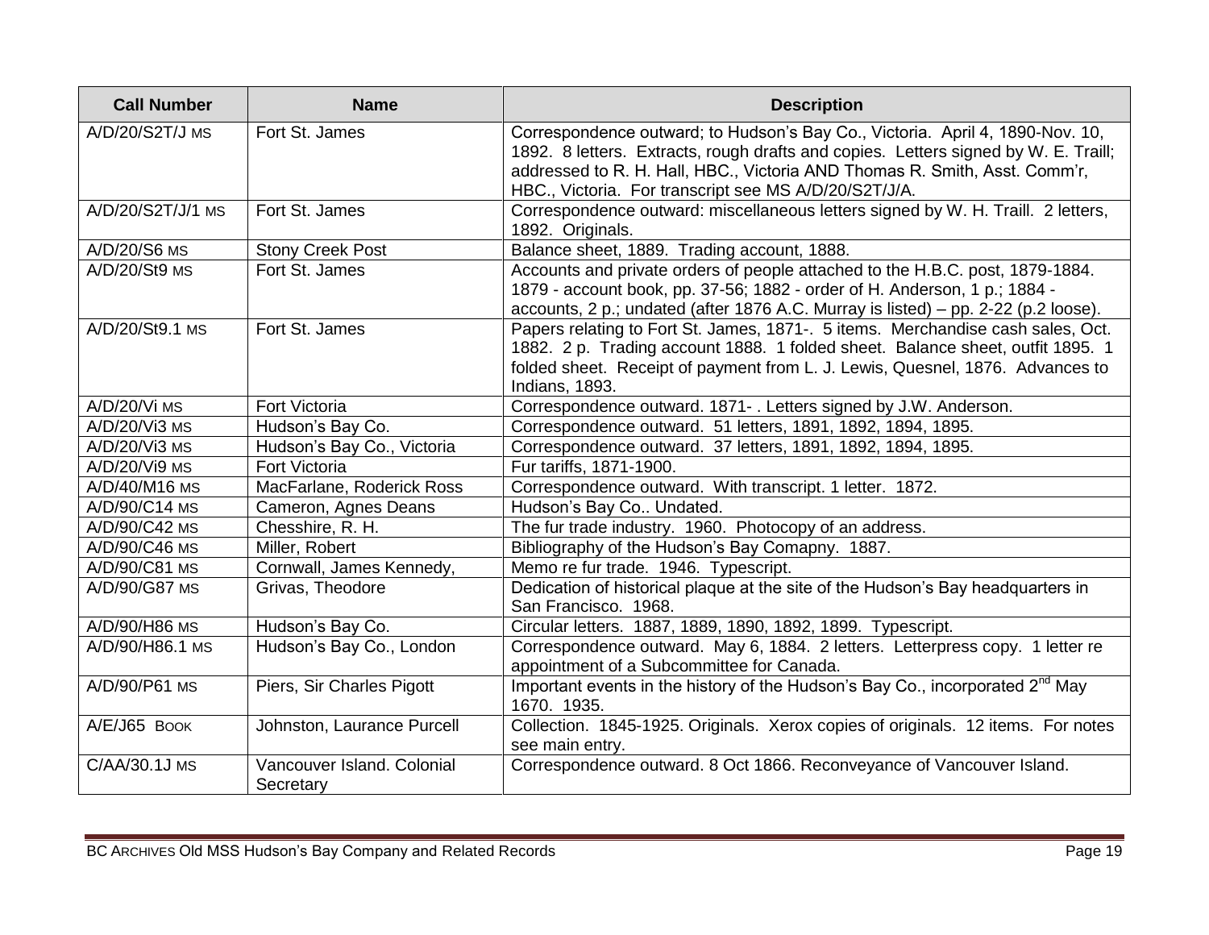| Call Number | Name | Description |
|---|---|---|
| A/D/20/S2T/J MS | Fort St. James | Correspondence outward; to Hudson's Bay Co., Victoria. April 4, 1890-Nov. 10, 1892. 8 letters. Extracts, rough drafts and copies. Letters signed by W. E. Traill; addressed to R. H. Hall, HBC., Victoria AND Thomas R. Smith, Asst. Comm'r, HBC., Victoria. For transcript see MS A/D/20/S2T/J/A. |
| A/D/20/S2T/J/1 MS | Fort St. James | Correspondence outward: miscellaneous letters signed by W. H. Traill. 2 letters, 1892. Originals. |
| A/D/20/S6 MS | Stony Creek Post | Balance sheet, 1889. Trading account, 1888. |
| A/D/20/St9 MS | Fort St. James | Accounts and private orders of people attached to the H.B.C. post, 1879-1884. 1879 - account book, pp. 37-56; 1882 - order of H. Anderson, 1 p.; 1884 - accounts, 2 p.; undated (after 1876 A.C. Murray is listed) – pp. 2-22 (p.2 loose). |
| A/D/20/St9.1 MS | Fort St. James | Papers relating to Fort St. James, 1871-. 5 items. Merchandise cash sales, Oct. 1882. 2 p. Trading account 1888. 1 folded sheet. Balance sheet, outfit 1895. 1 folded sheet. Receipt of payment from L. J. Lewis, Quesnel, 1876. Advances to Indians, 1893. |
| A/D/20/Vi MS | Fort Victoria | Correspondence outward. 1871- . Letters signed by J.W. Anderson. |
| A/D/20/Vi3 MS | Hudson's Bay Co. | Correspondence outward. 51 letters, 1891, 1892, 1894, 1895. |
| A/D/20/Vi3 MS | Hudson's Bay Co., Victoria | Correspondence outward. 37 letters, 1891, 1892, 1894, 1895. |
| A/D/20/Vi9 MS | Fort Victoria | Fur tariffs, 1871-1900. |
| A/D/40/M16 MS | MacFarlane, Roderick Ross | Correspondence outward. With transcript. 1 letter. 1872. |
| A/D/90/C14 MS | Cameron, Agnes Deans | Hudson's Bay Co.. Undated. |
| A/D/90/C42 MS | Chesshire, R. H. | The fur trade industry. 1960. Photocopy of an address. |
| A/D/90/C46 MS | Miller, Robert | Bibliography of the Hudson's Bay Comapny. 1887. |
| A/D/90/C81 MS | Cornwall, James Kennedy, | Memo re fur trade. 1946. Typescript. |
| A/D/90/G87 MS | Grivas, Theodore | Dedication of historical plaque at the site of the Hudson's Bay headquarters in San Francisco. 1968. |
| A/D/90/H86 MS | Hudson's Bay Co. | Circular letters. 1887, 1889, 1890, 1892, 1899. Typescript. |
| A/D/90/H86.1 MS | Hudson's Bay Co., London | Correspondence outward. May 6, 1884. 2 letters. Letterpress copy. 1 letter re appointment of a Subcommittee for Canada. |
| A/D/90/P61 MS | Piers, Sir Charles Pigott | Important events in the history of the Hudson's Bay Co., incorporated 2nd May 1670. 1935. |
| A/E/J65 BOOK | Johnston, Laurance Purcell | Collection. 1845-1925. Originals. Xerox copies of originals. 12 items. For notes see main entry. |
| C/AA/30.1J MS | Vancouver Island. Colonial Secretary | Correspondence outward. 8 Oct 1866. Reconveyance of Vancouver Island. |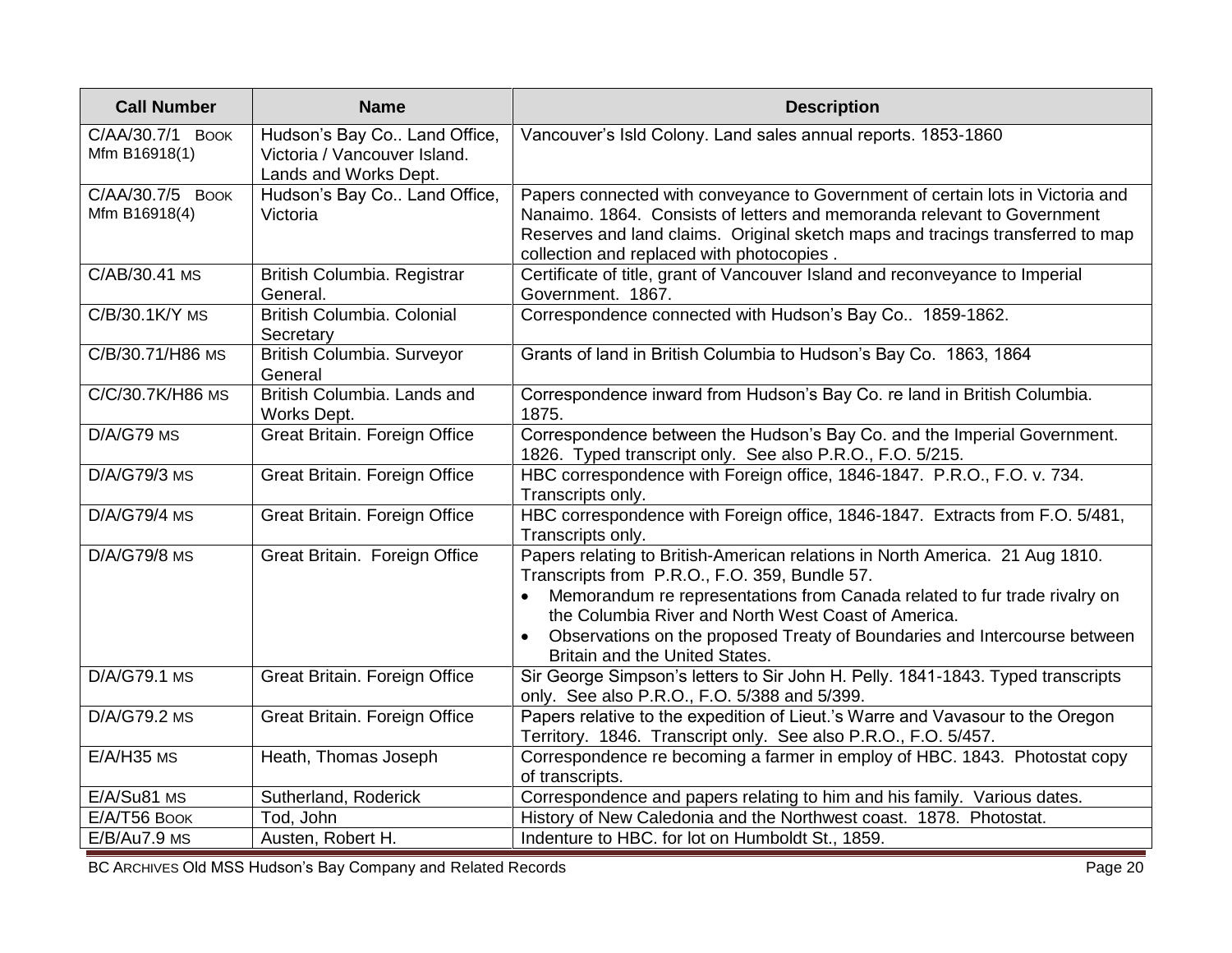| Call Number | Name | Description |
|---|---|---|
| C/AA/30.7/1 BOOK Mfm B16918(1) | Hudson's Bay Co.. Land Office, Victoria / Vancouver Island. Lands and Works Dept. | Vancouver's Isld Colony. Land sales annual reports. 1853-1860 |
| C/AA/30.7/5 BOOK Mfm B16918(4) | Hudson's Bay Co.. Land Office, Victoria | Papers connected with conveyance to Government of certain lots in Victoria and Nanaimo. 1864. Consists of letters and memoranda relevant to Government Reserves and land claims. Original sketch maps and tracings transferred to map collection and replaced with photocopies . |
| C/AB/30.41 MS | British Columbia. Registrar General. | Certificate of title, grant of Vancouver Island and reconveyance to Imperial Government. 1867. |
| C/B/30.1K/Y MS | British Columbia. Colonial Secretary | Correspondence connected with Hudson's Bay Co.. 1859-1862. |
| C/B/30.71/H86 MS | British Columbia. Surveyor General | Grants of land in British Columbia to Hudson's Bay Co. 1863, 1864 |
| C/C/30.7K/H86 MS | British Columbia. Lands and Works Dept. | Correspondence inward from Hudson's Bay Co. re land in British Columbia. 1875. |
| D/A/G79 MS | Great Britain. Foreign Office | Correspondence between the Hudson's Bay Co. and the Imperial Government. 1826. Typed transcript only. See also P.R.O., F.O. 5/215. |
| D/A/G79/3 MS | Great Britain. Foreign Office | HBC correspondence with Foreign office, 1846-1847. P.R.O., F.O. v. 734. Transcripts only. |
| D/A/G79/4 MS | Great Britain. Foreign Office | HBC correspondence with Foreign office, 1846-1847. Extracts from F.O. 5/481, Transcripts only. |
| D/A/G79/8 MS | Great Britain. Foreign Office | Papers relating to British-American relations in North America. 21 Aug 1810. Transcripts from P.R.O., F.O. 359, Bundle 57.<br>• Memorandum re representations from Canada related to fur trade rivalry on the Columbia River and North West Coast of America.<br>• Observations on the proposed Treaty of Boundaries and Intercourse between Britain and the United States. |
| D/A/G79.1 MS | Great Britain. Foreign Office | Sir George Simpson's letters to Sir John H. Pelly. 1841-1843. Typed transcripts only. See also P.R.O., F.O. 5/388 and 5/399. |
| D/A/G79.2 MS | Great Britain. Foreign Office | Papers relative to the expedition of Lieut.'s Warre and Vavasour to the Oregon Territory. 1846. Transcript only. See also P.R.O., F.O. 5/457. |
| E/A/H35 MS | Heath, Thomas Joseph | Correspondence re becoming a farmer in employ of HBC. 1843. Photostat copy of transcripts. |
| E/A/Su81 MS | Sutherland, Roderick | Correspondence and papers relating to him and his family. Various dates. |
| E/A/T56 BOOK | Tod, John | History of New Caledonia and the Northwest coast. 1878. Photostat. |
| E/B/Au7.9 MS | Austen, Robert H. | Indenture to HBC. for lot on Humboldt St., 1859. |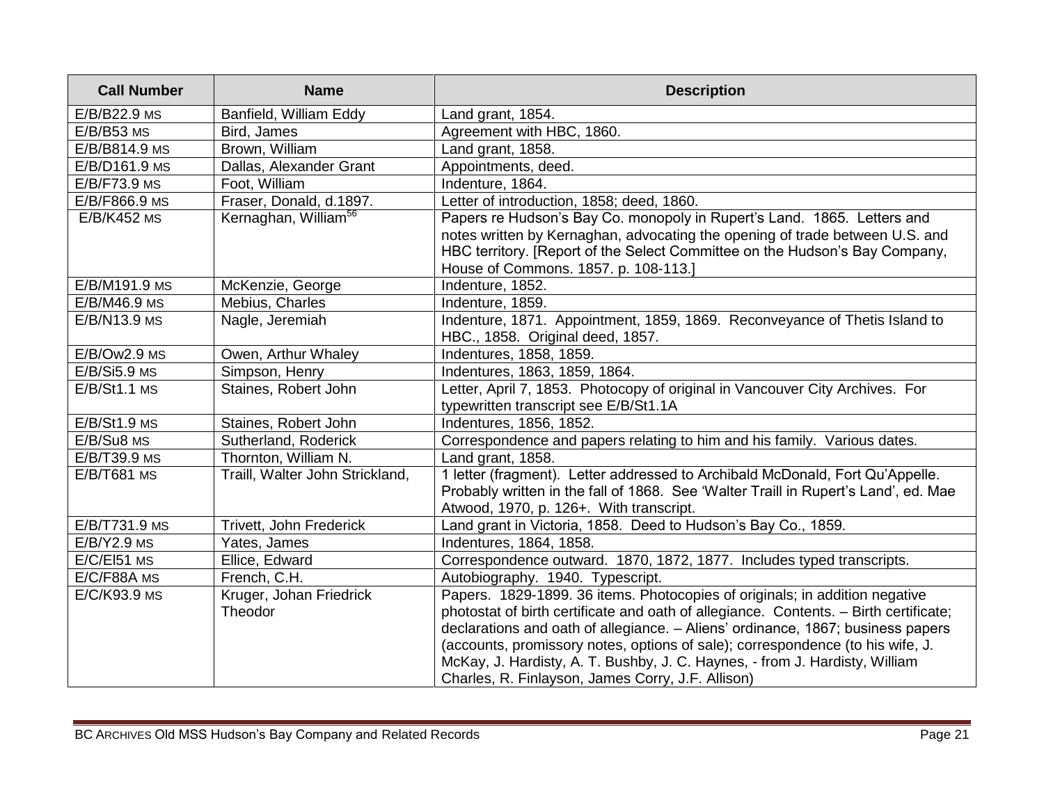| Call Number | Name | Description |
|---|---|---|
| E/B/B22.9 MS | Banfield, William Eddy | Land grant, 1854. |
| E/B/B53 MS | Bird, James | Agreement with HBC, 1860. |
| E/B/B814.9 MS | Brown, William | Land grant, 1858. |
| E/B/D161.9 MS | Dallas, Alexander Grant | Appointments, deed. |
| E/B/F73.9 MS | Foot, William | Indenture, 1864. |
| E/B/F866.9 MS | Fraser, Donald, d.1897. | Letter of introduction, 1858; deed, 1860. |
| E/B/K452 MS | Kernaghan, William[56] | Papers re Hudson's Bay Co. monopoly in Rupert's Land. 1865. Letters and notes written by Kernaghan, advocating the opening of trade between U.S. and HBC territory. [Report of the Select Committee on the Hudson's Bay Company, House of Commons. 1857. p. 108-113.] |
| E/B/M191.9 MS | McKenzie, George | Indenture, 1852. |
| E/B/M46.9 MS | Mebius, Charles | Indenture, 1859. |
| E/B/N13.9 MS | Nagle, Jeremiah | Indenture, 1871. Appointment, 1859, 1869. Reconveyance of Thetis Island to HBC., 1858. Original deed, 1857. |
| E/B/Ow2.9 MS | Owen, Arthur Whaley | Indentures, 1858, 1859. |
| E/B/Si5.9 MS | Simpson, Henry | Indentures, 1863, 1859, 1864. |
| E/B/St1.1 MS | Staines, Robert John | Letter, April 7, 1853. Photocopy of original in Vancouver City Archives. For typewritten transcript see E/B/St1.1A |
| E/B/St1.9 MS | Staines, Robert John | Indentures, 1856, 1852. |
| E/B/Su8 MS | Sutherland, Roderick | Correspondence and papers relating to him and his family. Various dates. |
| E/B/T39.9 MS | Thornton, William N. | Land grant, 1858. |
| E/B/T681 MS | Traill, Walter John Strickland, | 1 letter (fragment). Letter addressed to Archibald McDonald, Fort Qu'Appelle. Probably written in the fall of 1868. See 'Walter Traill in Rupert's Land', ed. Mae Atwood, 1970, p. 126+. With transcript. |
| E/B/T731.9 MS | Trivett, John Frederick | Land grant in Victoria, 1858. Deed to Hudson's Bay Co., 1859. |
| E/B/Y2.9 MS | Yates, James | Indentures, 1864, 1858. |
| E/C/El51 MS | Ellice, Edward | Correspondence outward. 1870, 1872, 1877. Includes typed transcripts. |
| E/C/F88A MS | French, C.H. | Autobiography. 1940. Typescript. |
| E/C/K93.9 MS | Kruger, Johan Friedrick Theodor | Papers. 1829-1899. 36 items. Photocopies of originals; in addition negative photostat of birth certificate and oath of allegiance. Contents. – Birth certificate; declarations and oath of allegiance. – Aliens' ordinance, 1867; business papers (accounts, promissory notes, options of sale); correspondence (to his wife, J. McKay, J. Hardisty, A. T. Bushby, J. C. Haynes, - from J. Hardisty, William Charles, R. Finlayson, James Corry, J.F. Allison) |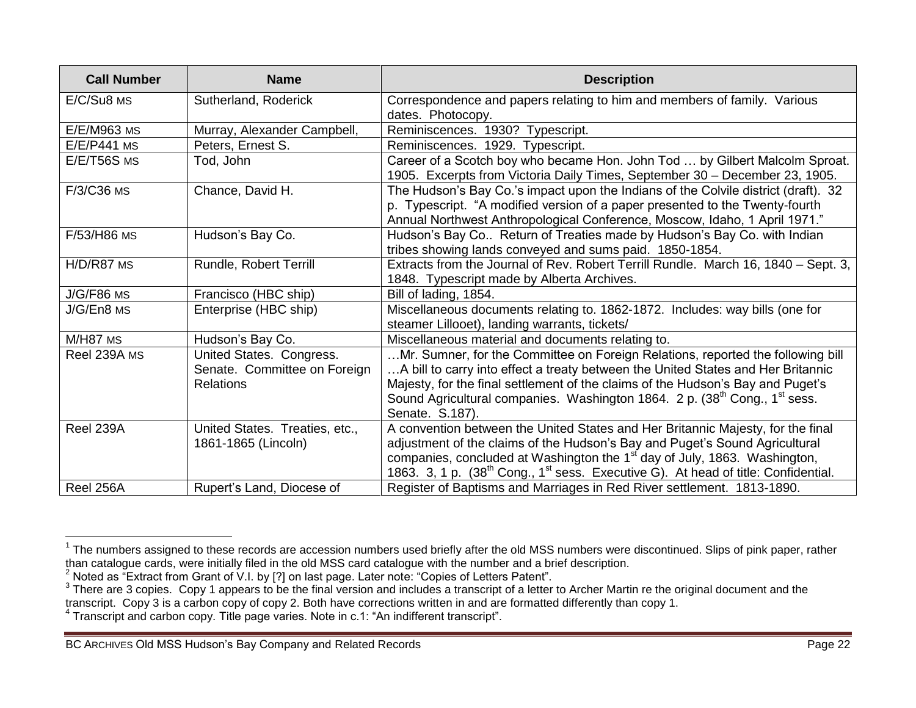| Call Number | Name | Description |
| --- | --- | --- |
| E/C/Su8 MS | Sutherland, Roderick | Correspondence and papers relating to him and members of family. Various dates. Photocopy. |
| E/E/M963 MS | Murray, Alexander Campbell, | Reminiscences. 1930? Typescript. |
| E/E/P441 MS | Peters, Ernest S. | Reminiscences. 1929. Typescript. |
| E/E/T56S MS | Tod, John | Career of a Scotch boy who became Hon. John Tod … by Gilbert Malcolm Sproat. 1905. Excerpts from Victoria Daily Times, September 30 – December 23, 1905. |
| F/3/C36 MS | Chance, David H. | The Hudson's Bay Co.'s impact upon the Indians of the Colvile district (draft). 32 p. Typescript. "A modified version of a paper presented to the Twenty-fourth Annual Northwest Anthropological Conference, Moscow, Idaho, 1 April 1971." |
| F/53/H86 MS | Hudson's Bay Co. | Hudson's Bay Co.. Return of Treaties made by Hudson's Bay Co. with Indian tribes showing lands conveyed and sums paid. 1850-1854. |
| H/D/R87 MS | Rundle, Robert Terrill | Extracts from the Journal of Rev. Robert Terrill Rundle. March 16, 1840 – Sept. 3, 1848. Typescript made by Alberta Archives. |
| J/G/F86 MS | Francisco (HBC ship) | Bill of lading, 1854. |
| J/G/En8 MS | Enterprise (HBC ship) | Miscellaneous documents relating to. 1862-1872. Includes: way bills (one for steamer Lillooet), landing warrants, tickets/ |
| M/H87 MS | Hudson's Bay Co. | Miscellaneous material and documents relating to. |
| Reel 239A MS | United States. Congress. Senate. Committee on Foreign Relations | …Mr. Sumner, for the Committee on Foreign Relations, reported the following bill …A bill to carry into effect a treaty between the United States and Her Britannic Majesty, for the final settlement of the claims of the Hudson's Bay and Puget's Sound Agricultural companies. Washington 1864. 2 p. (38th Cong., 1st sess. Senate. S.187). |
| Reel 239A | United States. Treaties, etc., 1861-1865 (Lincoln) | A convention between the United States and Her Britannic Majesty, for the final adjustment of the claims of the Hudson's Bay and Puget's Sound Agricultural companies, concluded at Washington the 1st day of July, 1863. Washington, 1863. 3, 1 p. (38th Cong., 1st sess. Executive G). At head of title: Confidential. |
| Reel 256A | Rupert's Land, Diocese of | Register of Baptisms and Marriages in Red River settlement. 1813-1890. |

[1] The numbers assigned to these records are accession numbers used briefly after the old MSS numbers were discontinued. Slips of pink paper, rather than catalogue cards, were initially filed in the old MSS card catalogue with the number and a brief description.

[2] Noted as "Extract from Grant of V.I. by [?] on last page. Later note: "Copies of Letters Patent".

[3] There are 3 copies. Copy 1 appears to be the final version and includes a transcript of a letter to Archer Martin re the original document and the transcript. Copy 3 is a carbon copy of copy 2. Both have corrections written in and are formatted differently than copy 1.

[4] Transcript and carbon copy. Title page varies. Note in c.1: "An indifferent transcript".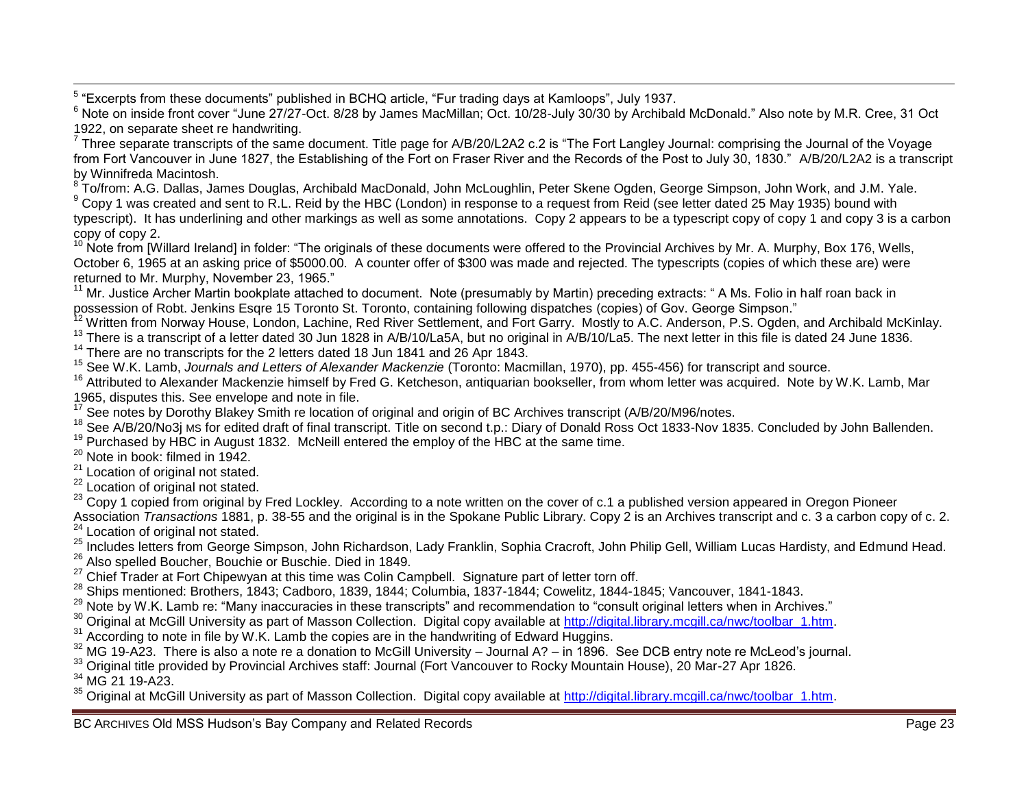[5] "Excerpts from these documents" published in BCHQ article, "Fur trading days at Kamloops", July 1937.

[6] Note on inside front cover "June 27/27-Oct. 8/28 by James MacMillan; Oct. 10/28-July 30/30 by Archibald McDonald." Also note by M.R. Cree, 31 Oct 1922, on separate sheet re handwriting.

[7] Three separate transcripts of the same document. Title page for A/B/20/L2A2 c.2 is "The Fort Langley Journal: comprising the Journal of the Voyage from Fort Vancouver in June 1827, the Establishing of the Fort on Fraser River and the Records of the Post to July 30, 1830." A/B/20/L2A2 is a transcript by Winnifreda Macintosh.

[8] To/from: A.G. Dallas, James Douglas, Archibald MacDonald, John McLoughlin, Peter Skene Ogden, George Simpson, John Work, and J.M. Yale.

[9] Copy 1 was created and sent to R.L. Reid by the HBC (London) in response to a request from Reid (see letter dated 25 May 1935) bound with typescript). It has underlining and other markings as well as some annotations. Copy 2 appears to be a typescript copy of copy 1 and copy 3 is a carbon copy of copy 2.

[10] Note from [Willard Ireland] in folder: "The originals of these documents were offered to the Provincial Archives by Mr. A. Murphy, Box 176, Wells, October 6, 1965 at an asking price of $5000.00. A counter offer of $300 was made and rejected. The typescripts (copies of which these are) were returned to Mr. Murphy, November 23, 1965."

[11] Mr. Justice Archer Martin bookplate attached to document. Note (presumably by Martin) preceding extracts: " A Ms. Folio in half roan back in possession of Robt. Jenkins Esqre 15 Toronto St. Toronto, containing following dispatches (copies) of Gov. George Simpson."

[12] Written from Norway House, London, Lachine, Red River Settlement, and Fort Garry. Mostly to A.C. Anderson, P.S. Ogden, and Archibald McKinlay.

[13] There is a transcript of a letter dated 30 Jun 1828 in A/B/10/La5A, but no original in A/B/10/La5. The next letter in this file is dated 24 June 1836.

[14] There are no transcripts for the 2 letters dated 18 Jun 1841 and 26 Apr 1843.

[15] See W.K. Lamb, *Journals and Letters of Alexander Mackenzie* (Toronto: Macmillan, 1970), pp. 455-456) for transcript and source.

[16] Attributed to Alexander Mackenzie himself by Fred G. Ketcheson, antiquarian bookseller, from whom letter was acquired. Note by W.K. Lamb, Mar 1965, disputes this. See envelope and note in file.

[17] See notes by Dorothy Blakey Smith re location of original and origin of BC Archives transcript (A/B/20/M96/notes.

[18] See A/B/20/No3j MS for edited draft of final transcript. Title on second t.p.: Diary of Donald Ross Oct 1833-Nov 1835. Concluded by John Ballenden.

[19] Purchased by HBC in August 1832. McNeill entered the employ of the HBC at the same time.

[20] Note in book: filmed in 1942.

[21] Location of original not stated.

[22] Location of original not stated.

[23] Copy 1 copied from original by Fred Lockley. According to a note written on the cover of c.1 a published version appeared in Oregon Pioneer Association *Transactions* 1881, p. 38-55 and the original is in the Spokane Public Library. Copy 2 is an Archives transcript and c. 3 a carbon copy of c. 2.

[24] Location of original not stated.

[25] Includes letters from George Simpson, John Richardson, Lady Franklin, Sophia Cracroft, John Philip Gell, William Lucas Hardisty, and Edmund Head.

[26] Also spelled Boucher, Bouchie or Buschie. Died in 1849.

[27] Chief Trader at Fort Chipewyan at this time was Colin Campbell. Signature part of letter torn off.

[28] Ships mentioned: Brothers, 1843; Cadboro, 1839, 1844; Columbia, 1837-1844; Cowelitz, 1844-1845; Vancouver, 1841-1843.

[29] Note by W.K. Lamb re: "Many inaccuracies in these transcripts" and recommendation to "consult original letters when in Archives."

[30] Original at McGill University as part of Masson Collection. Digital copy available at http://digital.library.mcgill.ca/nwc/toolbar_1.htm.

[31] According to note in file by W.K. Lamb the copies are in the handwriting of Edward Huggins.

[32] MG 19-A23. There is also a note re a donation to McGill University – Journal A? – in 1896. See DCB entry note re McLeod's journal.

[33] Original title provided by Provincial Archives staff: Journal (Fort Vancouver to Rocky Mountain House), 20 Mar-27 Apr 1826.

[34] MG 21 19-A23.

[35] Original at McGill University as part of Masson Collection. Digital copy available at http://digital.library.mcgill.ca/nwc/toolbar_1.htm.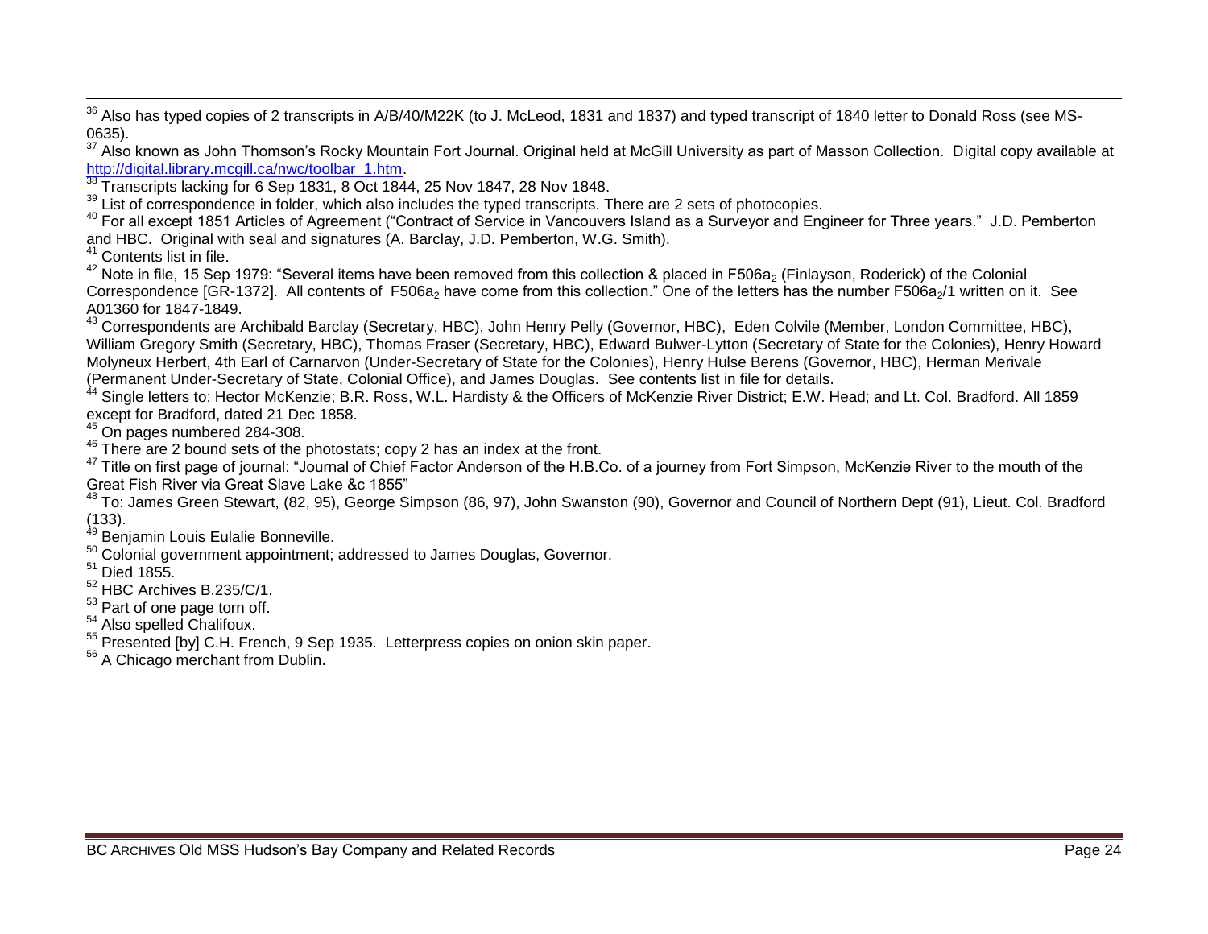[36] Also has typed copies of 2 transcripts in A/B/40/M22K (to J. McLeod, 1831 and 1837) and typed transcript of 1840 letter to Donald Ross (see MS-0635).

[37] Also known as John Thomson's Rocky Mountain Fort Journal. Original held at McGill University as part of Masson Collection. Digital copy available at http://digital.library.mcgill.ca/nwc/toolbar_1.htm.

[38] Transcripts lacking for 6 Sep 1831, 8 Oct 1844, 25 Nov 1847, 28 Nov 1848.

[39] List of correspondence in folder, which also includes the typed transcripts. There are 2 sets of photocopies.

[40] For all except 1851 Articles of Agreement ("Contract of Service in Vancouvers Island as a Surveyor and Engineer for Three years." J.D. Pemberton and HBC. Original with seal and signatures (A. Barclay, J.D. Pemberton, W.G. Smith).

[41] Contents list in file.

[42] Note in file, 15 Sep 1979: "Several items have been removed from this collection & placed in $F506a_2$ (Finlayson, Roderick) of the Colonial Correspondence [GR-1372]. All contents of $F506a_2$ have come from this collection." One of the letters has the number $F506a_2/1$ written on it. See A01360 for 1847-1849.

[43] Correspondents are Archibald Barclay (Secretary, HBC), John Henry Pelly (Governor, HBC), Eden Colvile (Member, London Committee, HBC), William Gregory Smith (Secretary, HBC), Thomas Fraser (Secretary, HBC), Edward Bulwer-Lytton (Secretary of State for the Colonies), Henry Howard Molyneux Herbert, 4th Earl of Carnarvon (Under-Secretary of State for the Colonies), Henry Hulse Berens (Governor, HBC), Herman Merivale (Permanent Under-Secretary of State, Colonial Office), and James Douglas. See contents list in file for details.

[44] Single letters to: Hector McKenzie; B.R. Ross, W.L. Hardisty & the Officers of McKenzie River District; E.W. Head; and Lt. Col. Bradford. All 1859 except for Bradford, dated 21 Dec 1858.

[45] On pages numbered 284-308.

[46] There are 2 bound sets of the photostats; copy 2 has an index at the front.

[47] Title on first page of journal: "Journal of Chief Factor Anderson of the H.B.Co. of a journey from Fort Simpson, McKenzie River to the mouth of the Great Fish River via Great Slave Lake &c 1855"

[48] To: James Green Stewart, (82, 95), George Simpson (86, 97), John Swanston (90), Governor and Council of Northern Dept (91), Lieut. Col. Bradford (133).

[49] Benjamin Louis Eulalie Bonneville.

[50] Colonial government appointment; addressed to James Douglas, Governor.

[51] Died 1855.

[52] HBC Archives B.235/C/1.

[53] Part of one page torn off.

[54] Also spelled Chalifoux.

[55] Presented [by] C.H. French, 9 Sep 1935. Letterpress copies on onion skin paper.

[56] A Chicago merchant from Dublin.